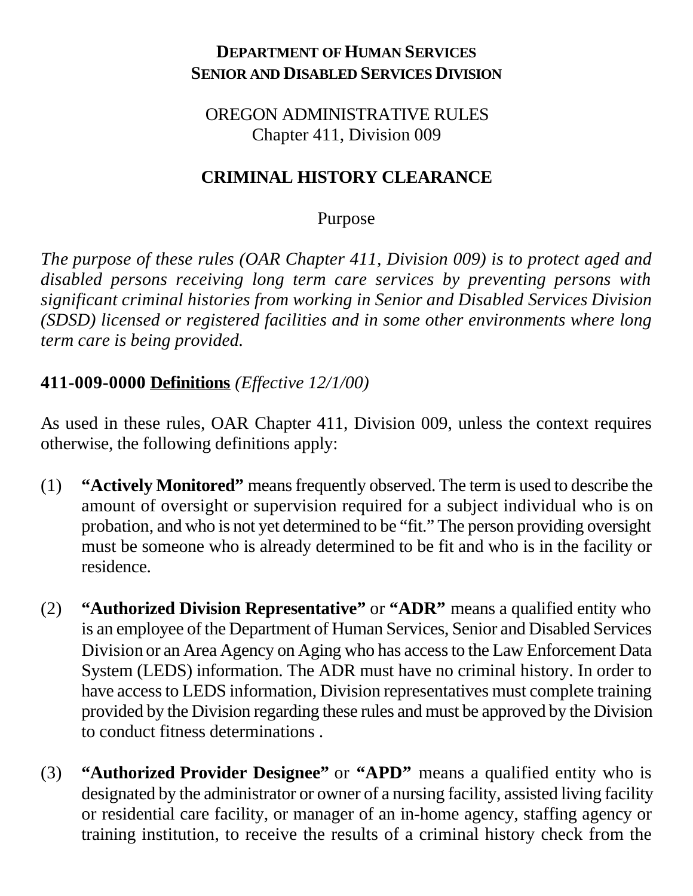**DEPARTMENT OF HUMAN SERVICES**
**SENIOR AND DISABLED SERVICES DIVISION**

OREGON ADMINISTRATIVE RULES
Chapter 411, Division 009

# CRIMINAL HISTORY CLEARANCE

Purpose

*The purpose of these rules (OAR Chapter 411, Division 009) is to protect aged and disabled persons receiving long term care services by preventing persons with significant criminal histories from working in Senior and Disabled Services Division (SDSD) licensed or registered facilities and in some other environments where long term care is being provided.*

**411-009-0000** **Definitions** *(Effective 12/1/00)*

As used in these rules, OAR Chapter 411, Division 009, unless the context requires otherwise, the following definitions apply:

(1) **"Actively Monitored"** means frequently observed. The term is used to describe the amount of oversight or supervision required for a subject individual who is on probation, and who is not yet determined to be "fit." The person providing oversight must be someone who is already determined to be fit and who is in the facility or residence.

(2) **"Authorized Division Representative"** or **"ADR"** means a qualified entity who is an employee of the Department of Human Services, Senior and Disabled Services Division or an Area Agency on Aging who has access to the Law Enforcement Data System (LEDS) information. The ADR must have no criminal history. In order to have access to LEDS information, Division representatives must complete training provided by the Division regarding these rules and must be approved by the Division to conduct fitness determinations .

(3) **"Authorized Provider Designee"** or **"APD"** means a qualified entity who is designated by the administrator or owner of a nursing facility, assisted living facility or residential care facility, or manager of an in-home agency, staffing agency or training institution, to receive the results of a criminal history check from the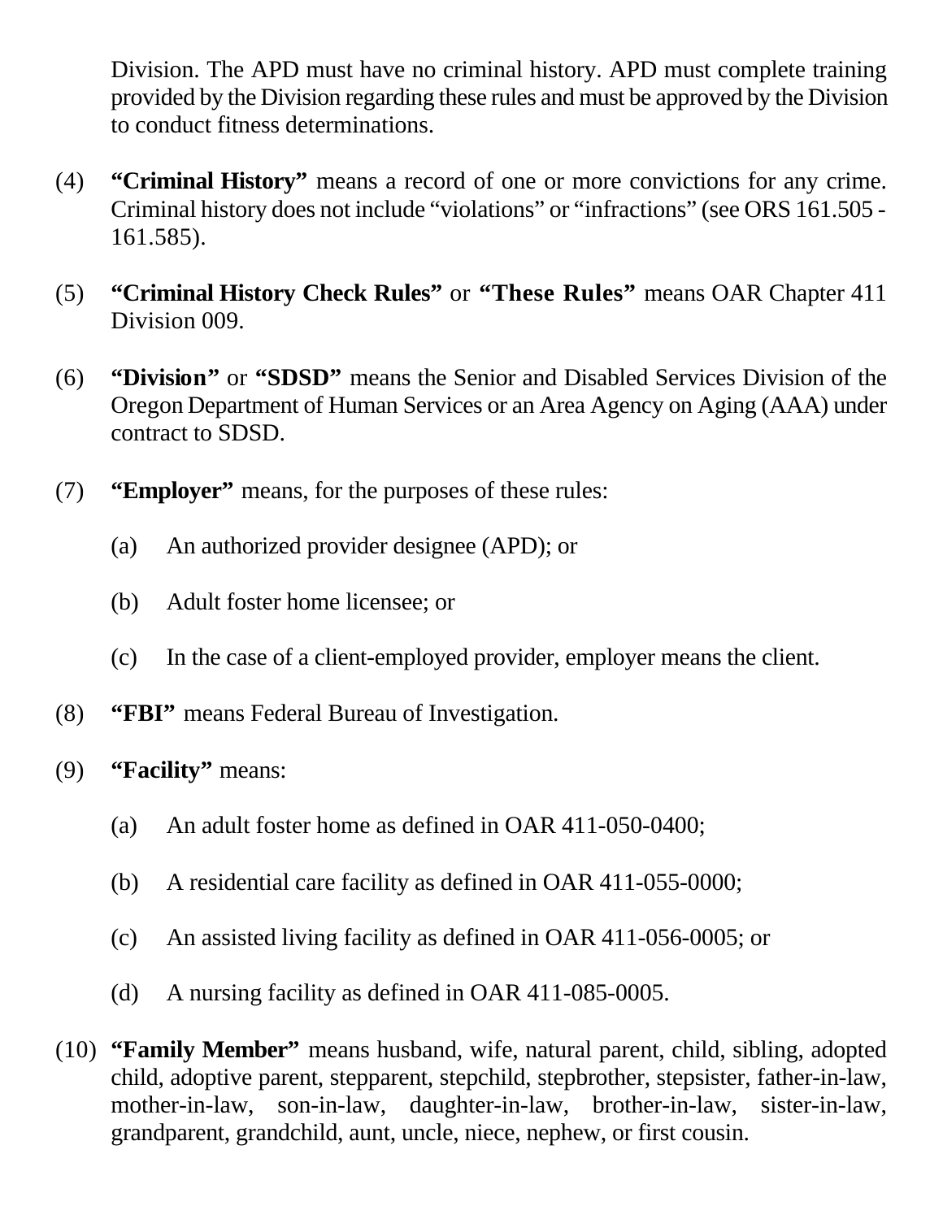Division. The APD must have no criminal history. APD must complete training provided by the Division regarding these rules and must be approved by the Division to conduct fitness determinations.

(4) **"Criminal History"** means a record of one or more convictions for any crime. Criminal history does not include "violations" or "infractions" (see ORS 161.505 - 161.585).

(5) **"Criminal History Check Rules"** or **"These Rules"** means OAR Chapter 411 Division 009.

(6) **"Division"** or **"SDSD"** means the Senior and Disabled Services Division of the Oregon Department of Human Services or an Area Agency on Aging (AAA) under contract to SDSD.

(7) **"Employer"** means, for the purposes of these rules:

  (a) An authorized provider designee (APD); or

  (b) Adult foster home licensee; or

  (c) In the case of a client-employed provider, employer means the client.

(8) **"FBI"** means Federal Bureau of Investigation.

(9) **"Facility"** means:

  (a) An adult foster home as defined in OAR 411-050-0400;

  (b) A residential care facility as defined in OAR 411-055-0000;

  (c) An assisted living facility as defined in OAR 411-056-0005; or

  (d) A nursing facility as defined in OAR 411-085-0005.

(10) **"Family Member"** means husband, wife, natural parent, child, sibling, adopted child, adoptive parent, stepparent, stepchild, stepbrother, stepsister, father-in-law, mother-in-law, son-in-law, daughter-in-law, brother-in-law, sister-in-law, grandparent, grandchild, aunt, uncle, niece, nephew, or first cousin.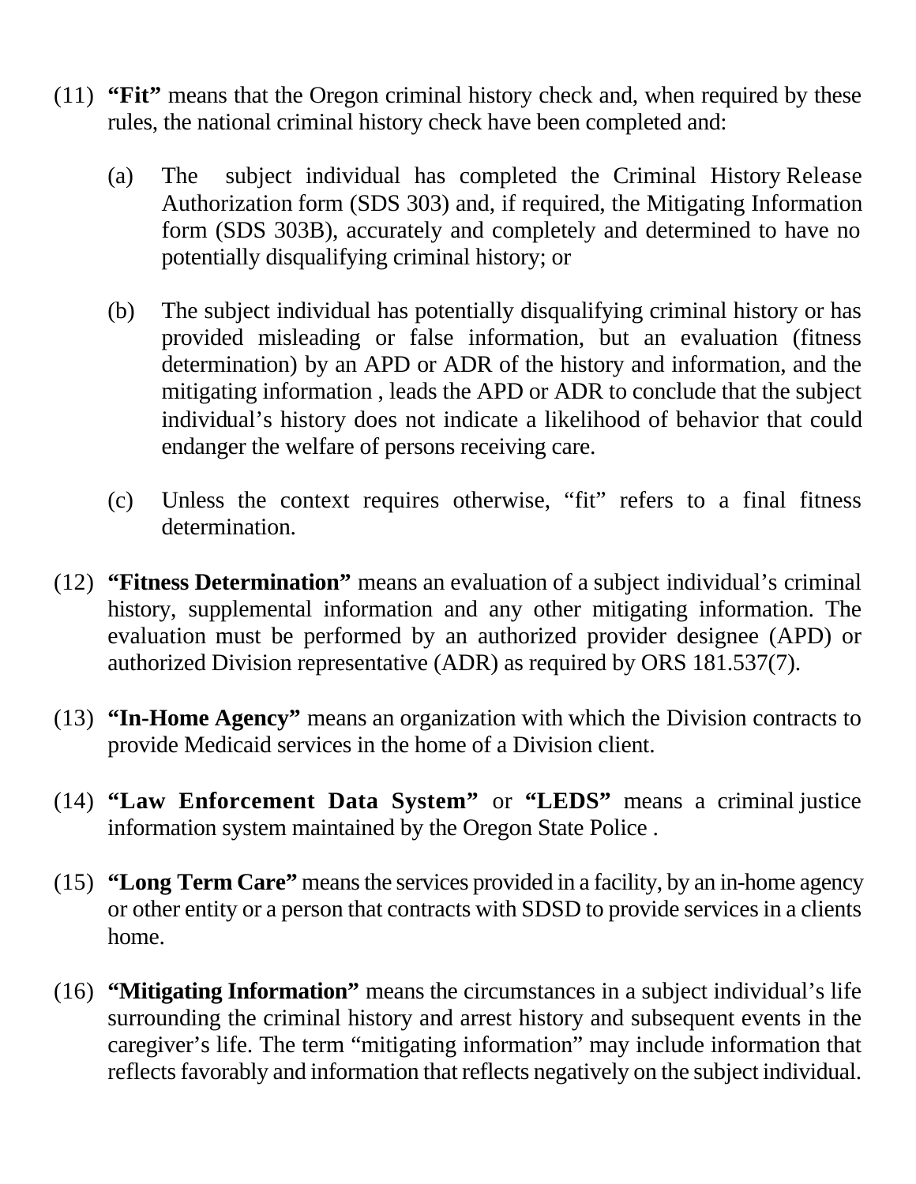(11) **"Fit"** means that the Oregon criminal history check and, when required by these rules, the national criminal history check have been completed and:

   (a) The subject individual has completed the Criminal History Release Authorization form (SDS 303) and, if required, the Mitigating Information form (SDS 303B), accurately and completely and determined to have no potentially disqualifying criminal history; or

   (b) The subject individual has potentially disqualifying criminal history or has provided misleading or false information, but an evaluation (fitness determination) by an APD or ADR of the history and information, and the mitigating information , leads the APD or ADR to conclude that the subject individual's history does not indicate a likelihood of behavior that could endanger the welfare of persons receiving care.

   (c) Unless the context requires otherwise, "fit" refers to a final fitness determination.

(12) **"Fitness Determination"** means an evaluation of a subject individual's criminal history, supplemental information and any other mitigating information. The evaluation must be performed by an authorized provider designee (APD) or authorized Division representative (ADR) as required by ORS 181.537(7).

(13) **"In-Home Agency"** means an organization with which the Division contracts to provide Medicaid services in the home of a Division client.

(14) **"Law Enforcement Data System"** or **"LEDS"** means a criminal justice information system maintained by the Oregon State Police .

(15) **"Long Term Care"** means the services provided in a facility, by an in-home agency or other entity or a person that contracts with SDSD to provide services in a clients home.

(16) **"Mitigating Information"** means the circumstances in a subject individual's life surrounding the criminal history and arrest history and subsequent events in the caregiver's life. The term "mitigating information" may include information that reflects favorably and information that reflects negatively on the subject individual.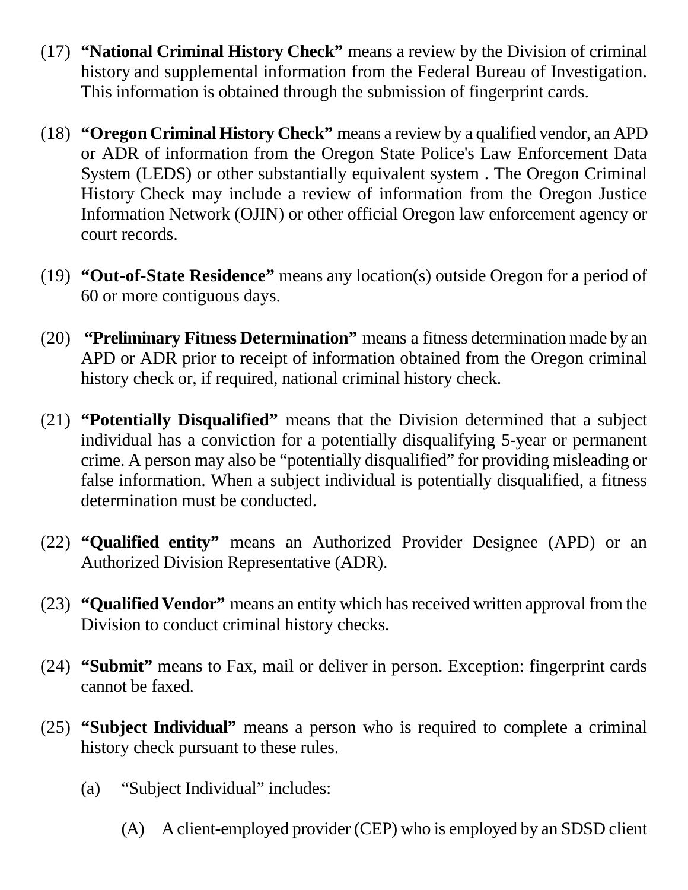(17) **"National Criminal History Check"** means a review by the Division of criminal history and supplemental information from the Federal Bureau of Investigation. This information is obtained through the submission of fingerprint cards.

(18) **"Oregon Criminal History Check"** means a review by a qualified vendor, an APD or ADR of information from the Oregon State Police's Law Enforcement Data System (LEDS) or other substantially equivalent system . The Oregon Criminal History Check may include a review of information from the Oregon Justice Information Network (OJIN) or other official Oregon law enforcement agency or court records.

(19) **"Out-of-State Residence"** means any location(s) outside Oregon for a period of 60 or more contiguous days.

(20) **"Preliminary Fitness Determination"** means a fitness determination made by an APD or ADR prior to receipt of information obtained from the Oregon criminal history check or, if required, national criminal history check.

(21) **"Potentially Disqualified"** means that the Division determined that a subject individual has a conviction for a potentially disqualifying 5-year or permanent crime. A person may also be "potentially disqualified" for providing misleading or false information. When a subject individual is potentially disqualified, a fitness determination must be conducted.

(22) **"Qualified entity"** means an Authorized Provider Designee (APD) or an Authorized Division Representative (ADR).

(23) **"Qualified Vendor"** means an entity which has received written approval from the Division to conduct criminal history checks.

(24) **"Submit"** means to Fax, mail or deliver in person. Exception: fingerprint cards cannot be faxed.

(25) **"Subject Individual"** means a person who is required to complete a criminal history check pursuant to these rules.

(a) "Subject Individual" includes:

(A) A client-employed provider (CEP) who is employed by an SDSD client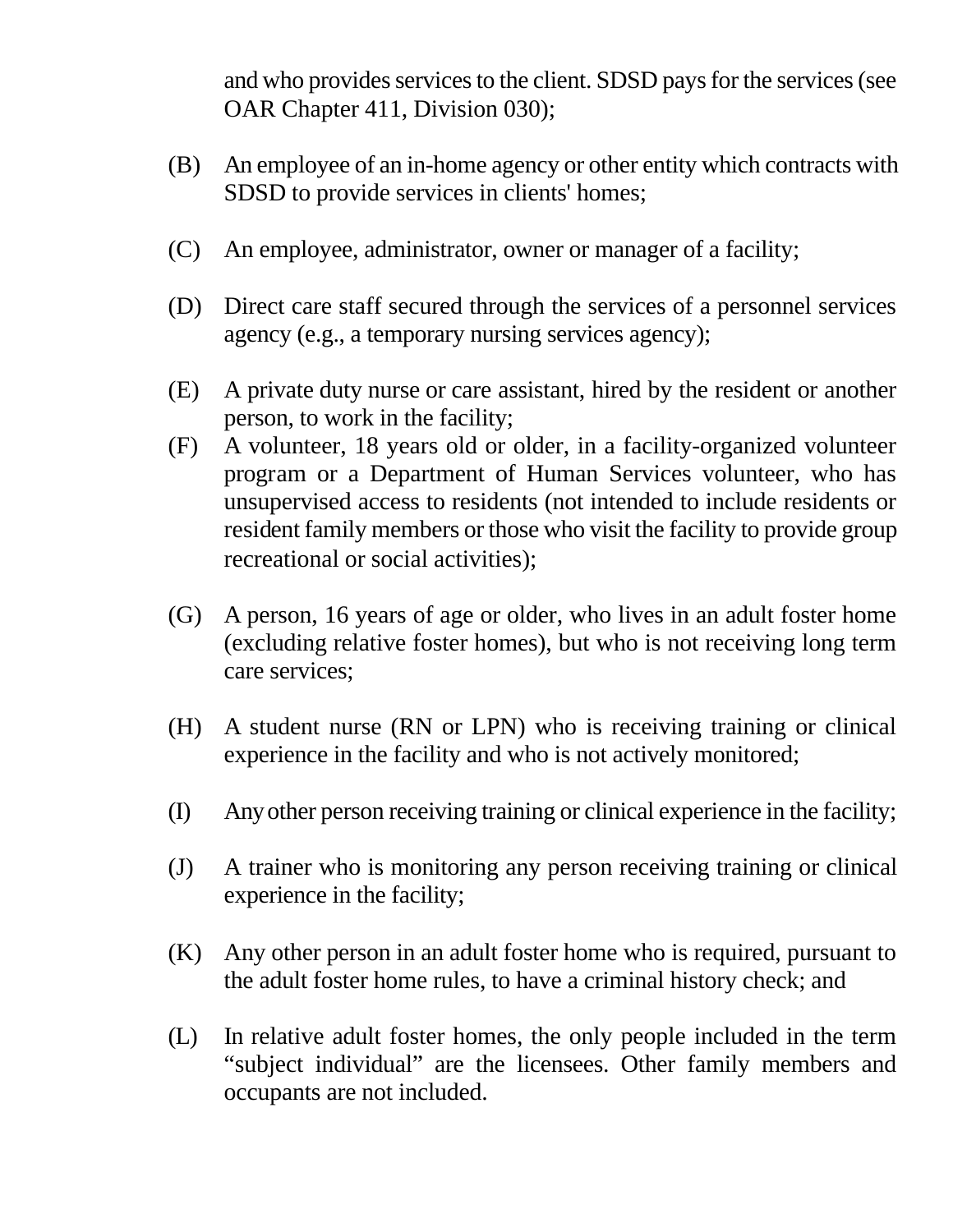and who provides services to the client. SDSD pays for the services (see OAR Chapter 411, Division 030);

(B) An employee of an in-home agency or other entity which contracts with SDSD to provide services in clients' homes;

(C) An employee, administrator, owner or manager of a facility;

(D) Direct care staff secured through the services of a personnel services agency (e.g., a temporary nursing services agency);

(E) A private duty nurse or care assistant, hired by the resident or another person, to work in the facility;

(F) A volunteer, 18 years old or older, in a facility-organized volunteer program or a Department of Human Services volunteer, who has unsupervised access to residents (not intended to include residents or resident family members or those who visit the facility to provide group recreational or social activities);

(G) A person, 16 years of age or older, who lives in an adult foster home (excluding relative foster homes), but who is not receiving long term care services;

(H) A student nurse (RN or LPN) who is receiving training or clinical experience in the facility and who is not actively monitored;

(I) Any other person receiving training or clinical experience in the facility;

(J) A trainer who is monitoring any person receiving training or clinical experience in the facility;

(K) Any other person in an adult foster home who is required, pursuant to the adult foster home rules, to have a criminal history check; and

(L) In relative adult foster homes, the only people included in the term “subject individual” are the licensees. Other family members and occupants are not included.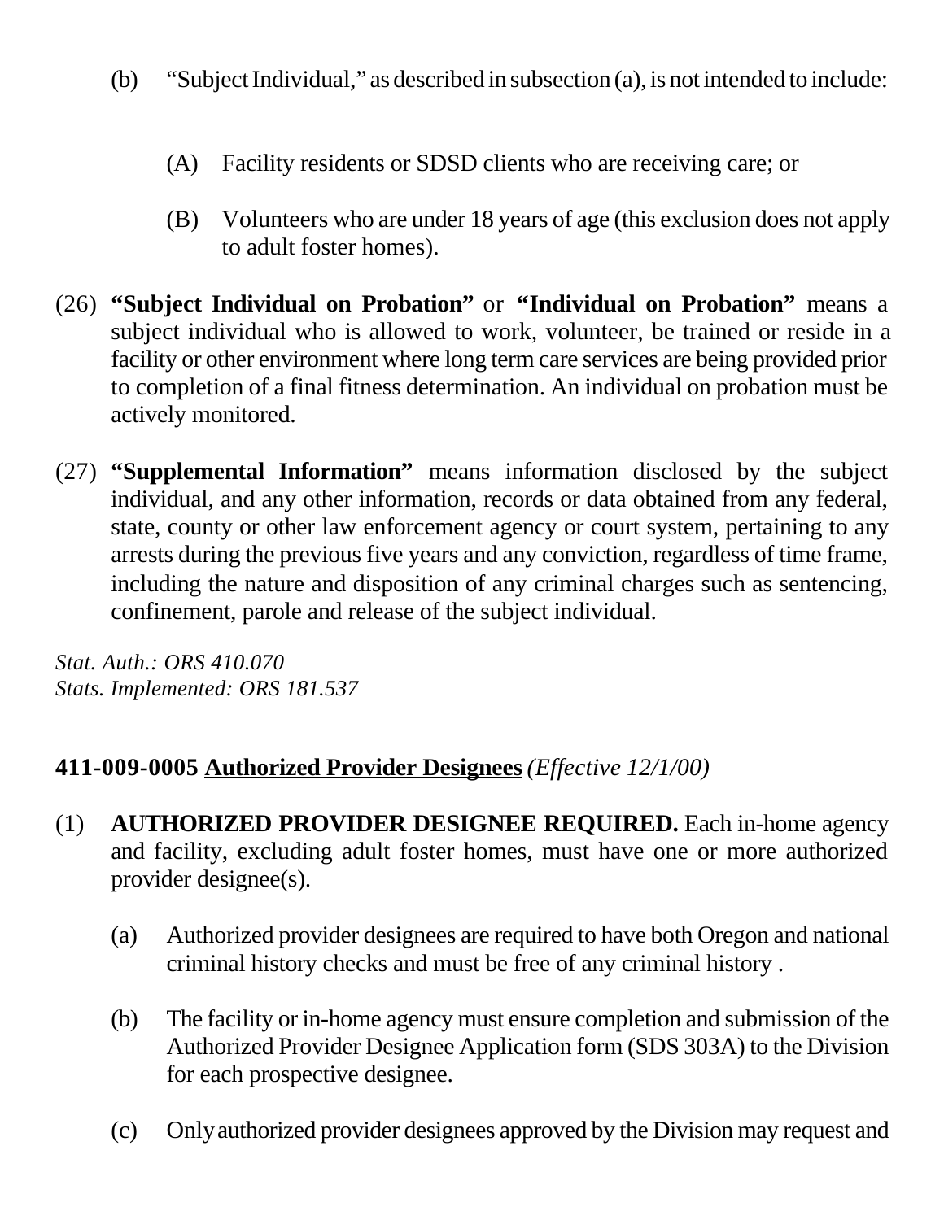(b) "Subject Individual," as described in subsection (a), is not intended to include:

(A) Facility residents or SDSD clients who are receiving care; or

(B) Volunteers who are under 18 years of age (this exclusion does not apply to adult foster homes).

(26) **"Subject Individual on Probation"** or **"Individual on Probation"** means a subject individual who is allowed to work, volunteer, be trained or reside in a facility or other environment where long term care services are being provided prior to completion of a final fitness determination. An individual on probation must be actively monitored.

(27) **"Supplemental Information"** means information disclosed by the subject individual, and any other information, records or data obtained from any federal, state, county or other law enforcement agency or court system, pertaining to any arrests during the previous five years and any conviction, regardless of time frame, including the nature and disposition of any criminal charges such as sentencing, confinement, parole and release of the subject individual.

*Stat. Auth.: ORS 410.070*
*Stats. Implemented: ORS 181.537*

### 411-009-0005 Authorized Provider Designees *(Effective 12/1/00)*

(1) **AUTHORIZED PROVIDER DESIGNEE REQUIRED.** Each in-home agency and facility, excluding adult foster homes, must have one or more authorized provider designee(s).

(a) Authorized provider designees are required to have both Oregon and national criminal history checks and must be free of any criminal history .

(b) The facility or in-home agency must ensure completion and submission of the Authorized Provider Designee Application form (SDS 303A) to the Division for each prospective designee.

(c) Only authorized provider designees approved by the Division may request and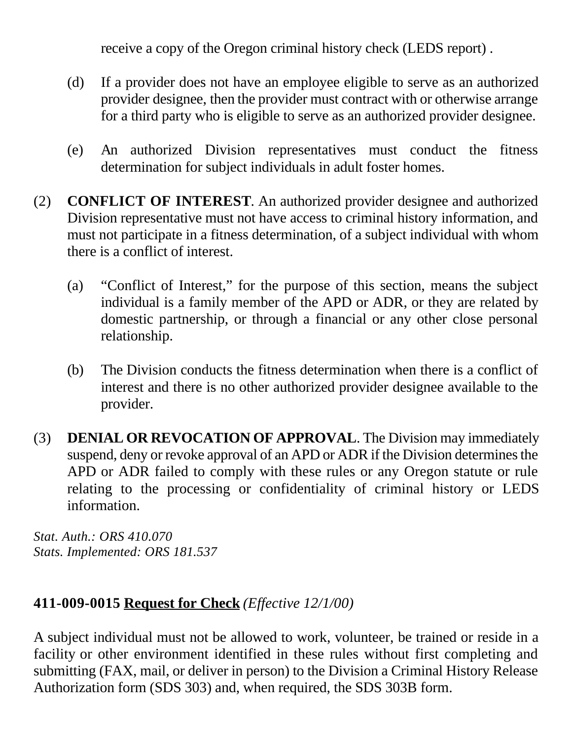receive a copy of the Oregon criminal history check (LEDS report) .

(d) If a provider does not have an employee eligible to serve as an authorized provider designee, then the provider must contract with or otherwise arrange for a third party who is eligible to serve as an authorized provider designee.

(e) An authorized Division representatives must conduct the fitness determination for subject individuals in adult foster homes.

(2) **CONFLICT OF INTEREST**. An authorized provider designee and authorized Division representative must not have access to criminal history information, and must not participate in a fitness determination, of a subject individual with whom there is a conflict of interest.

(a) "Conflict of Interest," for the purpose of this section, means the subject individual is a family member of the APD or ADR, or they are related by domestic partnership, or through a financial or any other close personal relationship.

(b) The Division conducts the fitness determination when there is a conflict of interest and there is no other authorized provider designee available to the provider.

(3) **DENIAL OR REVOCATION OF APPROVAL**. The Division may immediately suspend, deny or revoke approval of an APD or ADR if the Division determines the APD or ADR failed to comply with these rules or any Oregon statute or rule relating to the processing or confidentiality of criminal history or LEDS information.

*Stat. Auth.: ORS 410.070*
*Stats. Implemented: ORS 181.537*

**411-009-0015 Request for Check** *(Effective 12/1/00)*

A subject individual must not be allowed to work, volunteer, be trained or reside in a facility or other environment identified in these rules without first completing and submitting (FAX, mail, or deliver in person) to the Division a Criminal History Release Authorization form (SDS 303) and, when required, the SDS 303B form.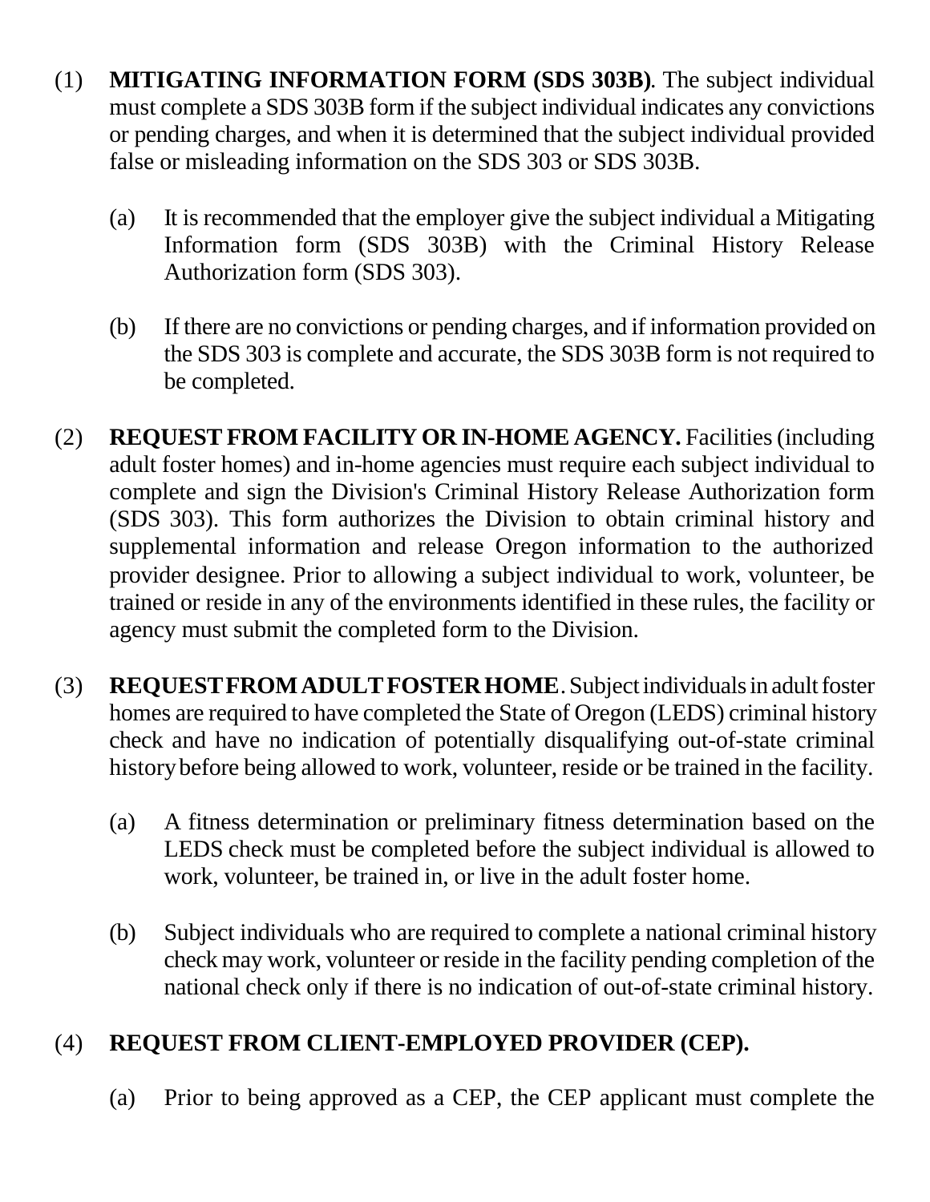(1) **MITIGATING INFORMATION FORM (SDS 303B)**. The subject individual must complete a SDS 303B form if the subject individual indicates any convictions or pending charges, and when it is determined that the subject individual provided false or misleading information on the SDS 303 or SDS 303B.

   (a) It is recommended that the employer give the subject individual a Mitigating Information form (SDS 303B) with the Criminal History Release Authorization form (SDS 303).

   (b) If there are no convictions or pending charges, and if information provided on the SDS 303 is complete and accurate, the SDS 303B form is not required to be completed.

(2) **REQUEST FROM FACILITY OR IN-HOME AGENCY.** Facilities (including adult foster homes) and in-home agencies must require each subject individual to complete and sign the Division's Criminal History Release Authorization form (SDS 303). This form authorizes the Division to obtain criminal history and supplemental information and release Oregon information to the authorized provider designee. Prior to allowing a subject individual to work, volunteer, be trained or reside in any of the environments identified in these rules, the facility or agency must submit the completed form to the Division.

(3) **REQUEST FROM ADULT FOSTER HOME**. Subject individuals in adult foster homes are required to have completed the State of Oregon (LEDS) criminal history check and have no indication of potentially disqualifying out-of-state criminal history before being allowed to work, volunteer, reside or be trained in the facility.

   (a) A fitness determination or preliminary fitness determination based on the LEDS check must be completed before the subject individual is allowed to work, volunteer, be trained in, or live in the adult foster home.

   (b) Subject individuals who are required to complete a national criminal history check may work, volunteer or reside in the facility pending completion of the national check only if there is no indication of out-of-state criminal history.

(4) **REQUEST FROM CLIENT-EMPLOYED PROVIDER (CEP).**

   (a) Prior to being approved as a CEP, the CEP applicant must complete the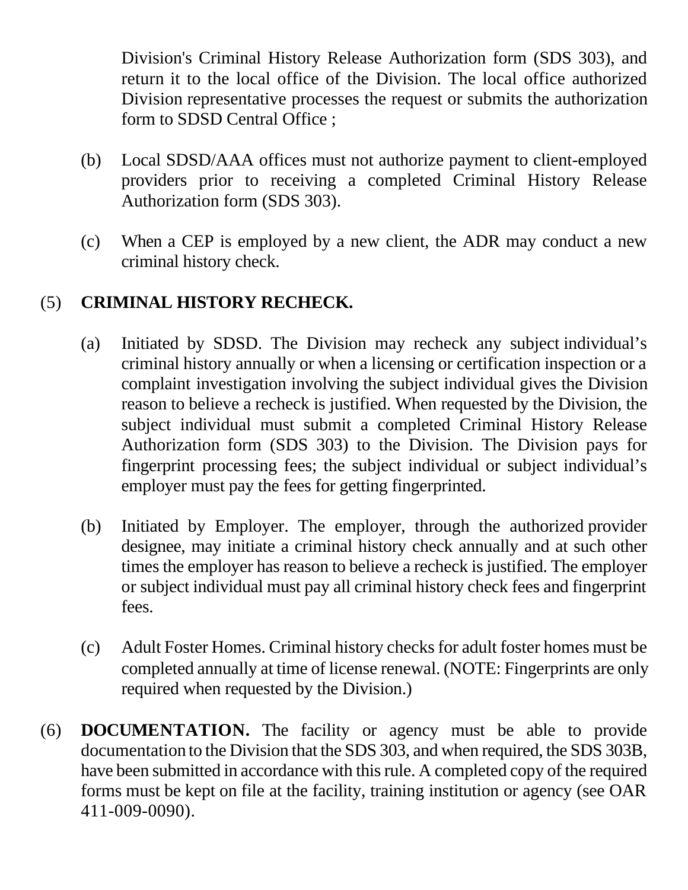Division's Criminal History Release Authorization form (SDS 303), and return it to the local office of the Division. The local office authorized Division representative processes the request or submits the authorization form to SDSD Central Office ;

(b) Local SDSD/AAA offices must not authorize payment to client-employed providers prior to receiving a completed Criminal History Release Authorization form (SDS 303).

(c) When a CEP is employed by a new client, the ADR may conduct a new criminal history check.

(5) **CRIMINAL HISTORY RECHECK.**

(a) Initiated by SDSD. The Division may recheck any subject individual's criminal history annually or when a licensing or certification inspection or a complaint investigation involving the subject individual gives the Division reason to believe a recheck is justified. When requested by the Division, the subject individual must submit a completed Criminal History Release Authorization form (SDS 303) to the Division. The Division pays for fingerprint processing fees; the subject individual or subject individual's employer must pay the fees for getting fingerprinted.

(b) Initiated by Employer. The employer, through the authorized provider designee, may initiate a criminal history check annually and at such other times the employer has reason to believe a recheck is justified. The employer or subject individual must pay all criminal history check fees and fingerprint fees.

(c) Adult Foster Homes. Criminal history checks for adult foster homes must be completed annually at time of license renewal. (NOTE: Fingerprints are only required when requested by the Division.)

(6) **DOCUMENTATION.** The facility or agency must be able to provide documentation to the Division that the SDS 303, and when required, the SDS 303B, have been submitted in accordance with this rule. A completed copy of the required forms must be kept on file at the facility, training institution or agency (see OAR 411-009-0090).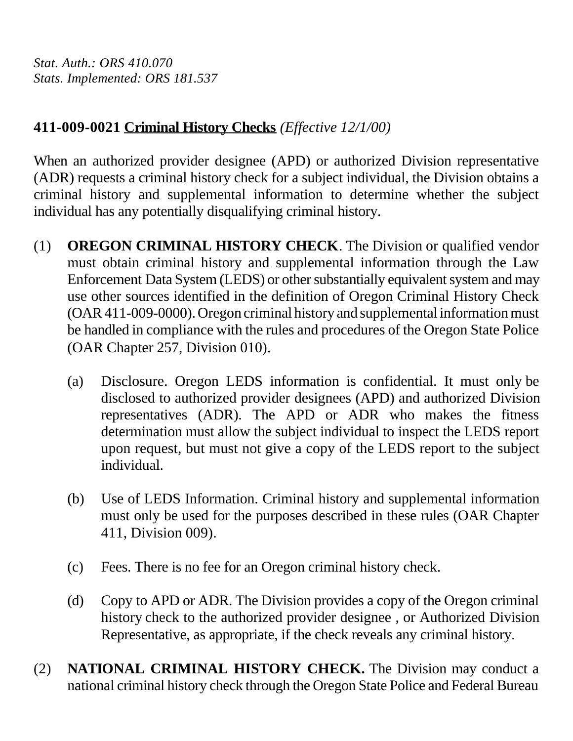*Stat. Auth.: ORS 410.070*
*Stats. Implemented: ORS 181.537*

**411-009-0021 Criminal History Checks** *(Effective 12/1/00)*

When an authorized provider designee (APD) or authorized Division representative (ADR) requests a criminal history check for a subject individual, the Division obtains a criminal history and supplemental information to determine whether the subject individual has any potentially disqualifying criminal history.

(1) **OREGON CRIMINAL HISTORY CHECK**. The Division or qualified vendor must obtain criminal history and supplemental information through the Law Enforcement Data System (LEDS) or other substantially equivalent system and may use other sources identified in the definition of Oregon Criminal History Check (OAR 411-009-0000). Oregon criminal history and supplemental information must be handled in compliance with the rules and procedures of the Oregon State Police (OAR Chapter 257, Division 010).

(a) Disclosure. Oregon LEDS information is confidential. It must only be disclosed to authorized provider designees (APD) and authorized Division representatives (ADR). The APD or ADR who makes the fitness determination must allow the subject individual to inspect the LEDS report upon request, but must not give a copy of the LEDS report to the subject individual.

(b) Use of LEDS Information. Criminal history and supplemental information must only be used for the purposes described in these rules (OAR Chapter 411, Division 009).

(c) Fees. There is no fee for an Oregon criminal history check.

(d) Copy to APD or ADR. The Division provides a copy of the Oregon criminal history check to the authorized provider designee , or Authorized Division Representative, as appropriate, if the check reveals any criminal history.

(2) **NATIONAL CRIMINAL HISTORY CHECK.** The Division may conduct a national criminal history check through the Oregon State Police and Federal Bureau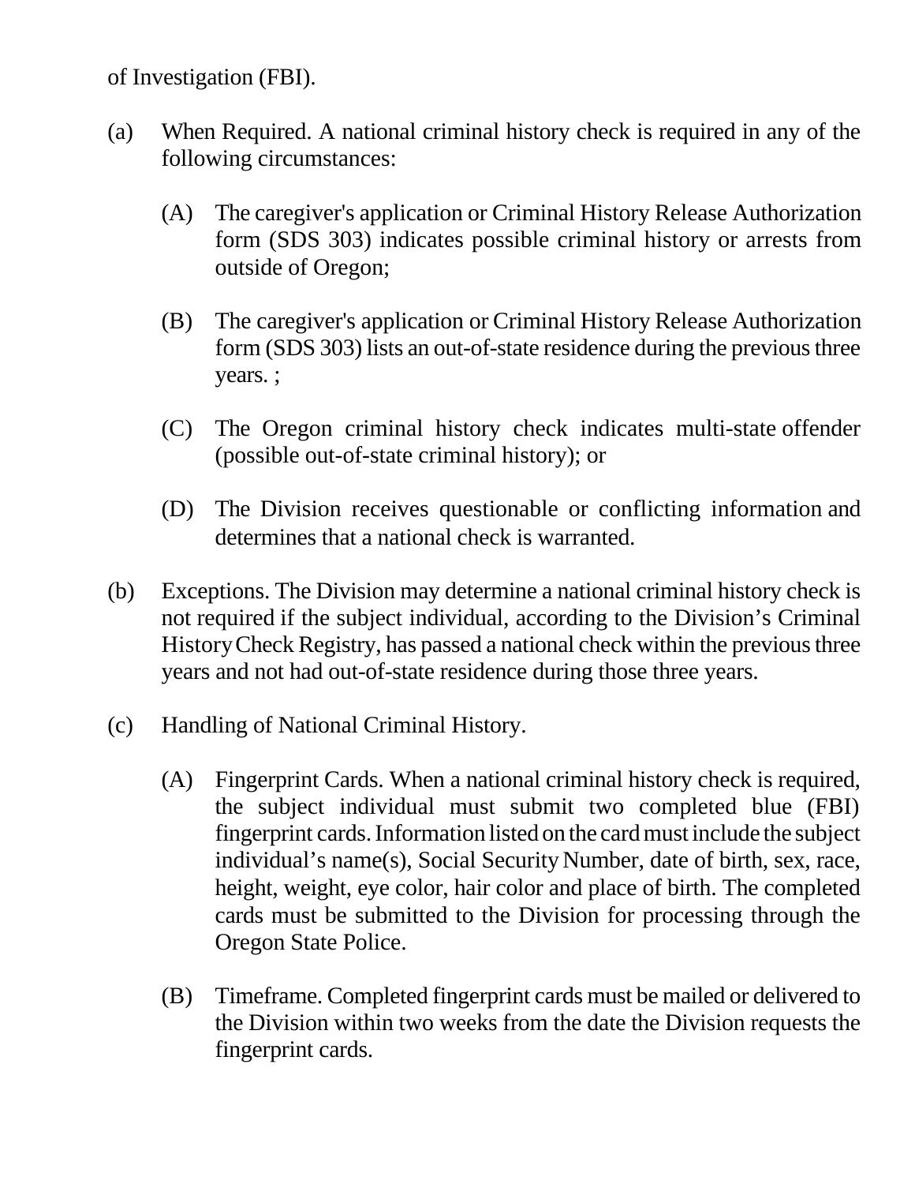of Investigation (FBI).

(a) When Required. A national criminal history check is required in any of the following circumstances:

  (A) The caregiver's application or Criminal History Release Authorization form (SDS 303) indicates possible criminal history or arrests from outside of Oregon;

  (B) The caregiver's application or Criminal History Release Authorization form (SDS 303) lists an out-of-state residence during the previous three years. ;

  (C) The Oregon criminal history check indicates multi-state offender (possible out-of-state criminal history); or

  (D) The Division receives questionable or conflicting information and determines that a national check is warranted.

(b) Exceptions. The Division may determine a national criminal history check is not required if the subject individual, according to the Division's Criminal History Check Registry, has passed a national check within the previous three years and not had out-of-state residence during those three years.

(c) Handling of National Criminal History.

  (A) Fingerprint Cards. When a national criminal history check is required, the subject individual must submit two completed blue (FBI) fingerprint cards. Information listed on the card must include the subject individual's name(s), Social Security Number, date of birth, sex, race, height, weight, eye color, hair color and place of birth. The completed cards must be submitted to the Division for processing through the Oregon State Police.

  (B) Timeframe. Completed fingerprint cards must be mailed or delivered to the Division within two weeks from the date the Division requests the fingerprint cards.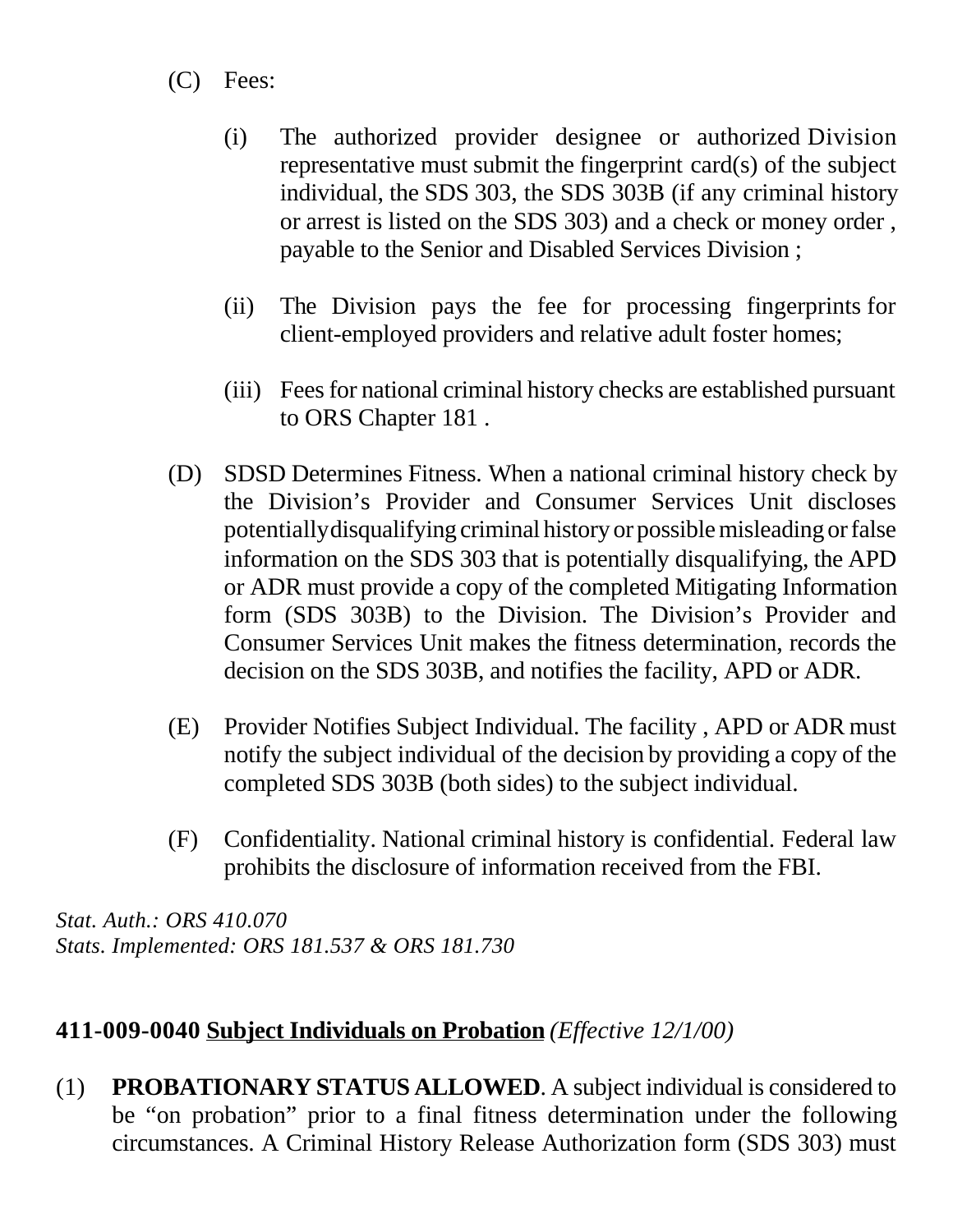(C) Fees:

   (i) The authorized provider designee or authorized Division representative must submit the fingerprint card(s) of the subject individual, the SDS 303, the SDS 303B (if any criminal history or arrest is listed on the SDS 303) and a check or money order , payable to the Senior and Disabled Services Division ;

   (ii) The Division pays the fee for processing fingerprints for client-employed providers and relative adult foster homes;

   (iii) Fees for national criminal history checks are established pursuant to ORS Chapter 181 .

(D) SDSD Determines Fitness. When a national criminal history check by the Division's Provider and Consumer Services Unit discloses potentially disqualifying criminal history or possible misleading or false information on the SDS 303 that is potentially disqualifying, the APD or ADR must provide a copy of the completed Mitigating Information form (SDS 303B) to the Division. The Division's Provider and Consumer Services Unit makes the fitness determination, records the decision on the SDS 303B, and notifies the facility, APD or ADR.

(E) Provider Notifies Subject Individual. The facility , APD or ADR must notify the subject individual of the decision by providing a copy of the completed SDS 303B (both sides) to the subject individual.

(F) Confidentiality. National criminal history is confidential. Federal law prohibits the disclosure of information received from the FBI.

*Stat. Auth.: ORS 410.070*
*Stats. Implemented: ORS 181.537 & ORS 181.730*

**411-009-0040 <u>Subject Individuals on Probation</u>** *(Effective 12/1/00)*

(1) **PROBATIONARY STATUS ALLOWED**. A subject individual is considered to be "on probation" prior to a final fitness determination under the following circumstances. A Criminal History Release Authorization form (SDS 303) must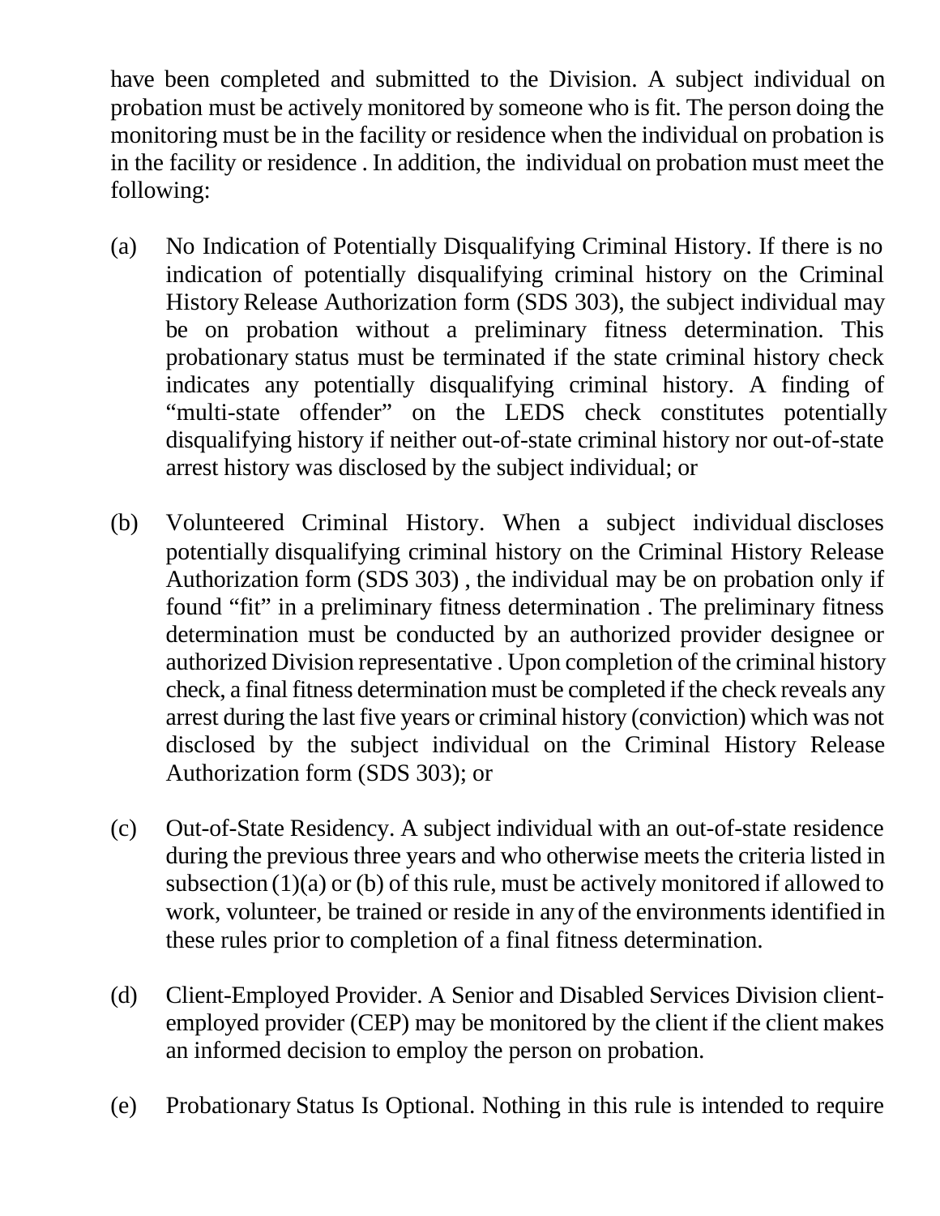have been completed and submitted to the Division. A subject individual on probation must be actively monitored by someone who is fit. The person doing the monitoring must be in the facility or residence when the individual on probation is in the facility or residence . In addition, the individual on probation must meet the following:

(a) No Indication of Potentially Disqualifying Criminal History. If there is no indication of potentially disqualifying criminal history on the Criminal History Release Authorization form (SDS 303), the subject individual may be on probation without a preliminary fitness determination. This probationary status must be terminated if the state criminal history check indicates any potentially disqualifying criminal history. A finding of "multi-state offender" on the LEDS check constitutes potentially disqualifying history if neither out-of-state criminal history nor out-of-state arrest history was disclosed by the subject individual; or

(b) Volunteered Criminal History. When a subject individual discloses potentially disqualifying criminal history on the Criminal History Release Authorization form (SDS 303) , the individual may be on probation only if found "fit" in a preliminary fitness determination . The preliminary fitness determination must be conducted by an authorized provider designee or authorized Division representative . Upon completion of the criminal history check, a final fitness determination must be completed if the check reveals any arrest during the last five years or criminal history (conviction) which was not disclosed by the subject individual on the Criminal History Release Authorization form (SDS 303); or

(c) Out-of-State Residency. A subject individual with an out-of-state residence during the previous three years and who otherwise meets the criteria listed in subsection (1)(a) or (b) of this rule, must be actively monitored if allowed to work, volunteer, be trained or reside in any of the environments identified in these rules prior to completion of a final fitness determination.

(d) Client-Employed Provider. A Senior and Disabled Services Division client-employed provider (CEP) may be monitored by the client if the client makes an informed decision to employ the person on probation.

(e) Probationary Status Is Optional. Nothing in this rule is intended to require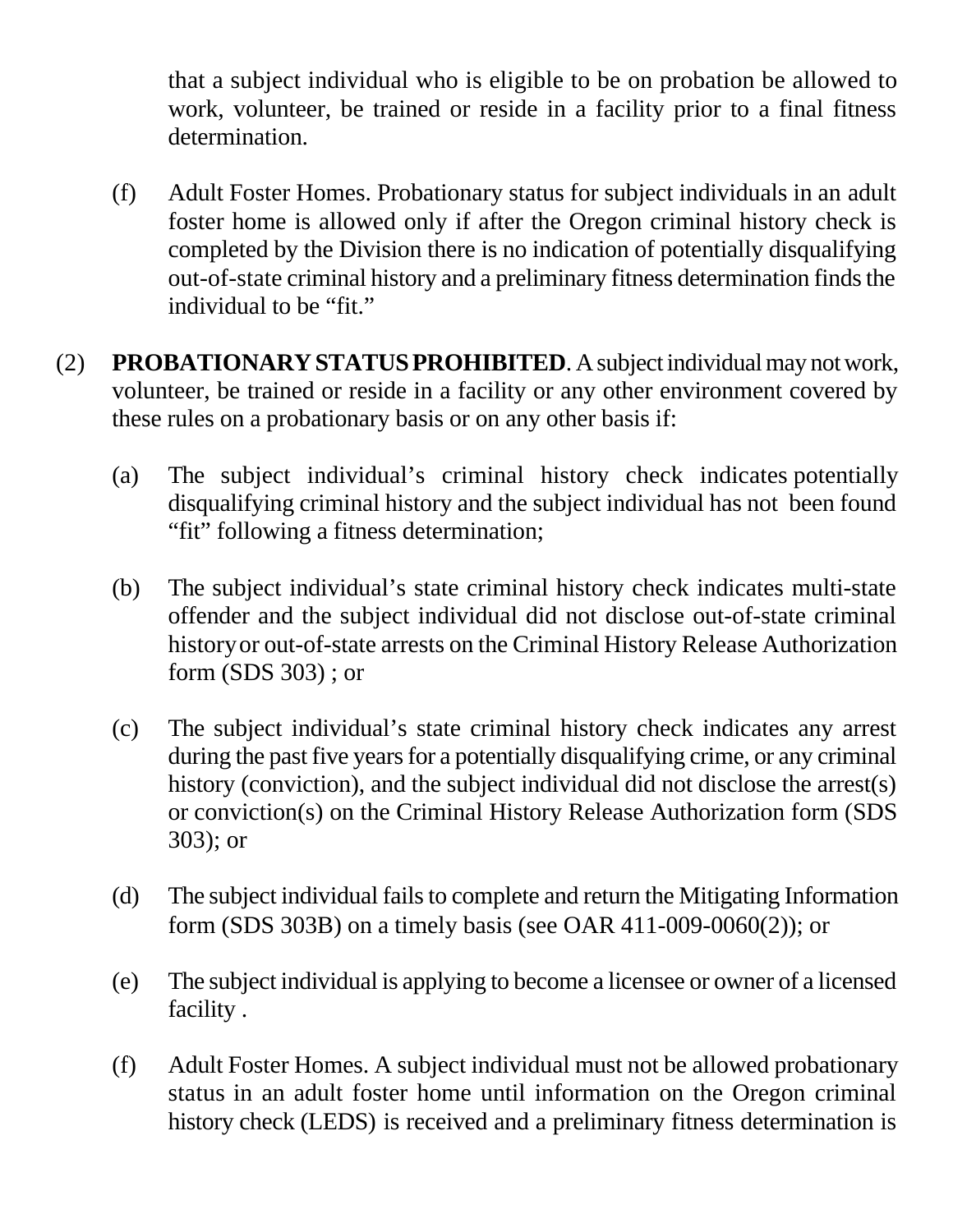that a subject individual who is eligible to be on probation be allowed to work, volunteer, be trained or reside in a facility prior to a final fitness determination.

(f) Adult Foster Homes. Probationary status for subject individuals in an adult foster home is allowed only if after the Oregon criminal history check is completed by the Division there is no indication of potentially disqualifying out-of-state criminal history and a preliminary fitness determination finds the individual to be "fit."

(2) **PROBATIONARY STATUS PROHIBITED**. A subject individual may not work, volunteer, be trained or reside in a facility or any other environment covered by these rules on a probationary basis or on any other basis if:

(a) The subject individual's criminal history check indicates potentially disqualifying criminal history and the subject individual has not been found "fit" following a fitness determination;

(b) The subject individual's state criminal history check indicates multi-state offender and the subject individual did not disclose out-of-state criminal history or out-of-state arrests on the Criminal History Release Authorization form (SDS 303) ; or

(c) The subject individual's state criminal history check indicates any arrest during the past five years for a potentially disqualifying crime, or any criminal history (conviction), and the subject individual did not disclose the arrest(s) or conviction(s) on the Criminal History Release Authorization form (SDS 303); or

(d) The subject individual fails to complete and return the Mitigating Information form (SDS 303B) on a timely basis (see OAR 411-009-0060(2)); or

(e) The subject individual is applying to become a licensee or owner of a licensed facility .

(f) Adult Foster Homes. A subject individual must not be allowed probationary status in an adult foster home until information on the Oregon criminal history check (LEDS) is received and a preliminary fitness determination is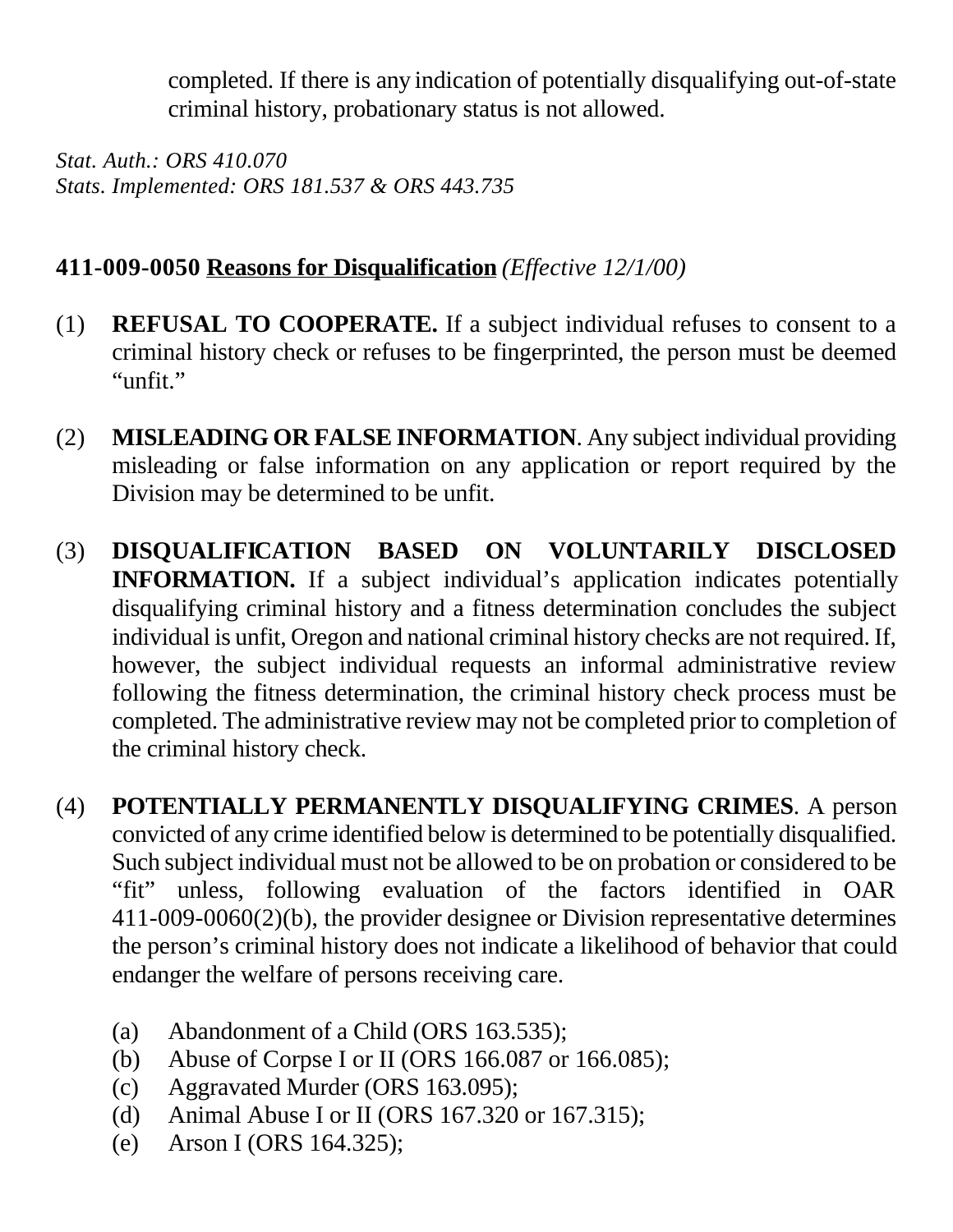completed. If there is any indication of potentially disqualifying out-of-state criminal history, probationary status is not allowed.

*Stat. Auth.: ORS 410.070*
*Stats. Implemented: ORS 181.537 & ORS 443.735*

## 411-009-0050 Reasons for Disqualification *(Effective 12/1/00)*

(1) **REFUSAL TO COOPERATE.** If a subject individual refuses to consent to a criminal history check or refuses to be fingerprinted, the person must be deemed "unfit."

(2) **MISLEADING OR FALSE INFORMATION**. Any subject individual providing misleading or false information on any application or report required by the Division may be determined to be unfit.

(3) **DISQUALIFICATION BASED ON VOLUNTARILY DISCLOSED INFORMATION.** If a subject individual's application indicates potentially disqualifying criminal history and a fitness determination concludes the subject individual is unfit, Oregon and national criminal history checks are not required. If, however, the subject individual requests an informal administrative review following the fitness determination, the criminal history check process must be completed. The administrative review may not be completed prior to completion of the criminal history check.

(4) **POTENTIALLY PERMANENTLY DISQUALIFYING CRIMES**. A person convicted of any crime identified below is determined to be potentially disqualified. Such subject individual must not be allowed to be on probation or considered to be "fit" unless, following evaluation of the factors identified in OAR 411-009-0060(2)(b), the provider designee or Division representative determines the person's criminal history does not indicate a likelihood of behavior that could endanger the welfare of persons receiving care.

   (a) Abandonment of a Child (ORS 163.535);
   (b) Abuse of Corpse I or II (ORS 166.087 or 166.085);
   (c) Aggravated Murder (ORS 163.095);
   (d) Animal Abuse I or II (ORS 167.320 or 167.315);
   (e) Arson I (ORS 164.325);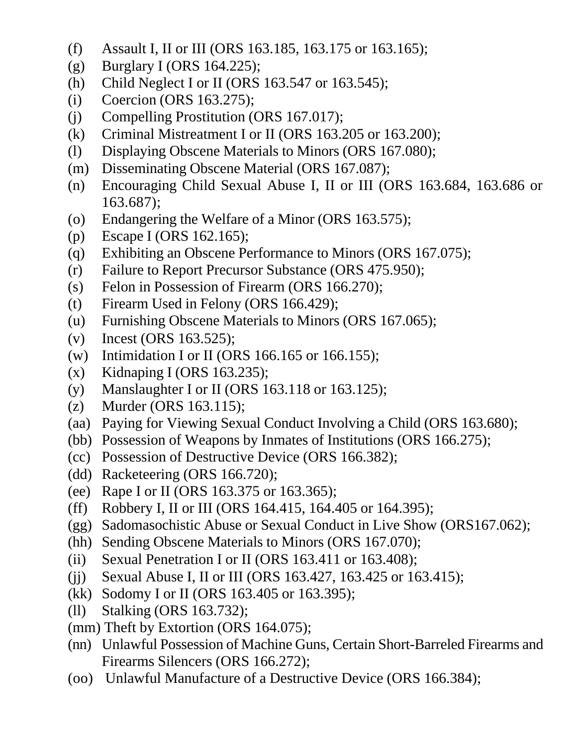(f) Assault I, II or III (ORS 163.185, 163.175 or 163.165);
(g) Burglary I (ORS 164.225);
(h) Child Neglect I or II (ORS 163.547 or 163.545);
(i) Coercion (ORS 163.275);
(j) Compelling Prostitution (ORS 167.017);
(k) Criminal Mistreatment I or II (ORS 163.205 or 163.200);
(l) Displaying Obscene Materials to Minors (ORS 167.080);
(m) Disseminating Obscene Material (ORS 167.087);
(n) Encouraging Child Sexual Abuse I, II or III (ORS 163.684, 163.686 or 163.687);
(o) Endangering the Welfare of a Minor (ORS 163.575);
(p) Escape I (ORS 162.165);
(q) Exhibiting an Obscene Performance to Minors (ORS 167.075);
(r) Failure to Report Precursor Substance (ORS 475.950);
(s) Felon in Possession of Firearm (ORS 166.270);
(t) Firearm Used in Felony (ORS 166.429);
(u) Furnishing Obscene Materials to Minors (ORS 167.065);
(v) Incest (ORS 163.525);
(w) Intimidation I or II (ORS 166.165 or 166.155);
(x) Kidnaping I (ORS 163.235);
(y) Manslaughter I or II (ORS 163.118 or 163.125);
(z) Murder (ORS 163.115);
(aa) Paying for Viewing Sexual Conduct Involving a Child (ORS 163.680);
(bb) Possession of Weapons by Inmates of Institutions (ORS 166.275);
(cc) Possession of Destructive Device (ORS 166.382);
(dd) Racketeering (ORS 166.720);
(ee) Rape I or II (ORS 163.375 or 163.365);
(ff) Robbery I, II or III (ORS 164.415, 164.405 or 164.395);
(gg) Sadomasochistic Abuse or Sexual Conduct in Live Show (ORS167.062);
(hh) Sending Obscene Materials to Minors (ORS 167.070);
(ii) Sexual Penetration I or II (ORS 163.411 or 163.408);
(jj) Sexual Abuse I, II or III (ORS 163.427, 163.425 or 163.415);
(kk) Sodomy I or II (ORS 163.405 or 163.395);
(ll) Stalking (ORS 163.732);
(mm) Theft by Extortion (ORS 164.075);
(nn) Unlawful Possession of Machine Guns, Certain Short-Barreled Firearms and Firearms Silencers (ORS 166.272);
(oo) Unlawful Manufacture of a Destructive Device (ORS 166.384);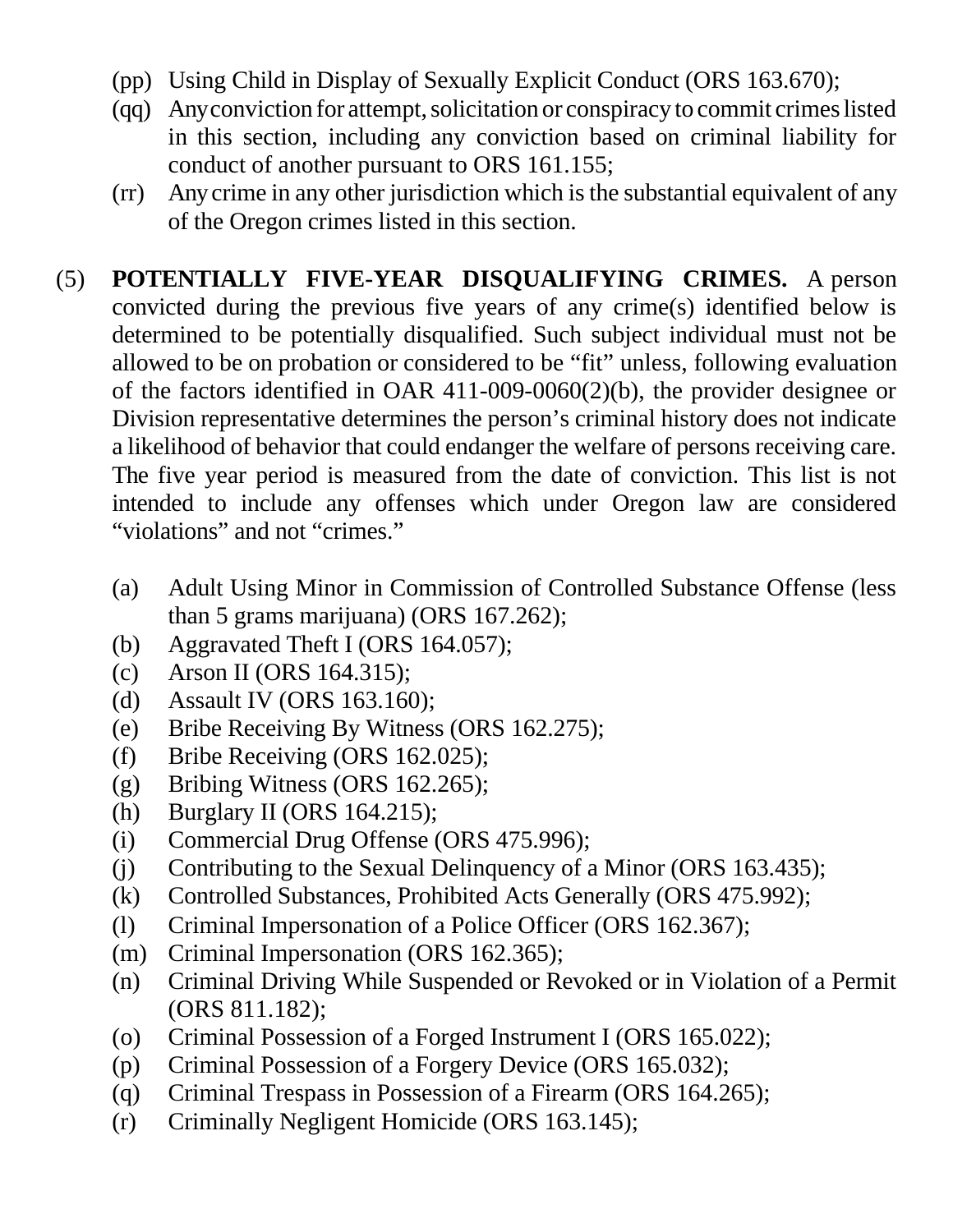(pp) Using Child in Display of Sexually Explicit Conduct (ORS 163.670);

(qq) Any conviction for attempt, solicitation or conspiracy to commit crimes listed in this section, including any conviction based on criminal liability for conduct of another pursuant to ORS 161.155;

(rr) Any crime in any other jurisdiction which is the substantial equivalent of any of the Oregon crimes listed in this section.

(5) **POTENTIALLY FIVE-YEAR DISQUALIFYING CRIMES.** A person convicted during the previous five years of any crime(s) identified below is determined to be potentially disqualified. Such subject individual must not be allowed to be on probation or considered to be "fit" unless, following evaluation of the factors identified in OAR 411-009-0060(2)(b), the provider designee or Division representative determines the person's criminal history does not indicate a likelihood of behavior that could endanger the welfare of persons receiving care. The five year period is measured from the date of conviction. This list is not intended to include any offenses which under Oregon law are considered "violations" and not "crimes."

(a) Adult Using Minor in Commission of Controlled Substance Offense (less than 5 grams marijuana) (ORS 167.262);

(b) Aggravated Theft I (ORS 164.057);

(c) Arson II (ORS 164.315);

(d) Assault IV (ORS 163.160);

(e) Bribe Receiving By Witness (ORS 162.275);

(f) Bribe Receiving (ORS 162.025);

(g) Bribing Witness (ORS 162.265);

(h) Burglary II (ORS 164.215);

(i) Commercial Drug Offense (ORS 475.996);

(j) Contributing to the Sexual Delinquency of a Minor (ORS 163.435);

(k) Controlled Substances, Prohibited Acts Generally (ORS 475.992);

(l) Criminal Impersonation of a Police Officer (ORS 162.367);

(m) Criminal Impersonation (ORS 162.365);

(n) Criminal Driving While Suspended or Revoked or in Violation of a Permit (ORS 811.182);

(o) Criminal Possession of a Forged Instrument I (ORS 165.022);

(p) Criminal Possession of a Forgery Device (ORS 165.032);

(q) Criminal Trespass in Possession of a Firearm (ORS 164.265);

(r) Criminally Negligent Homicide (ORS 163.145);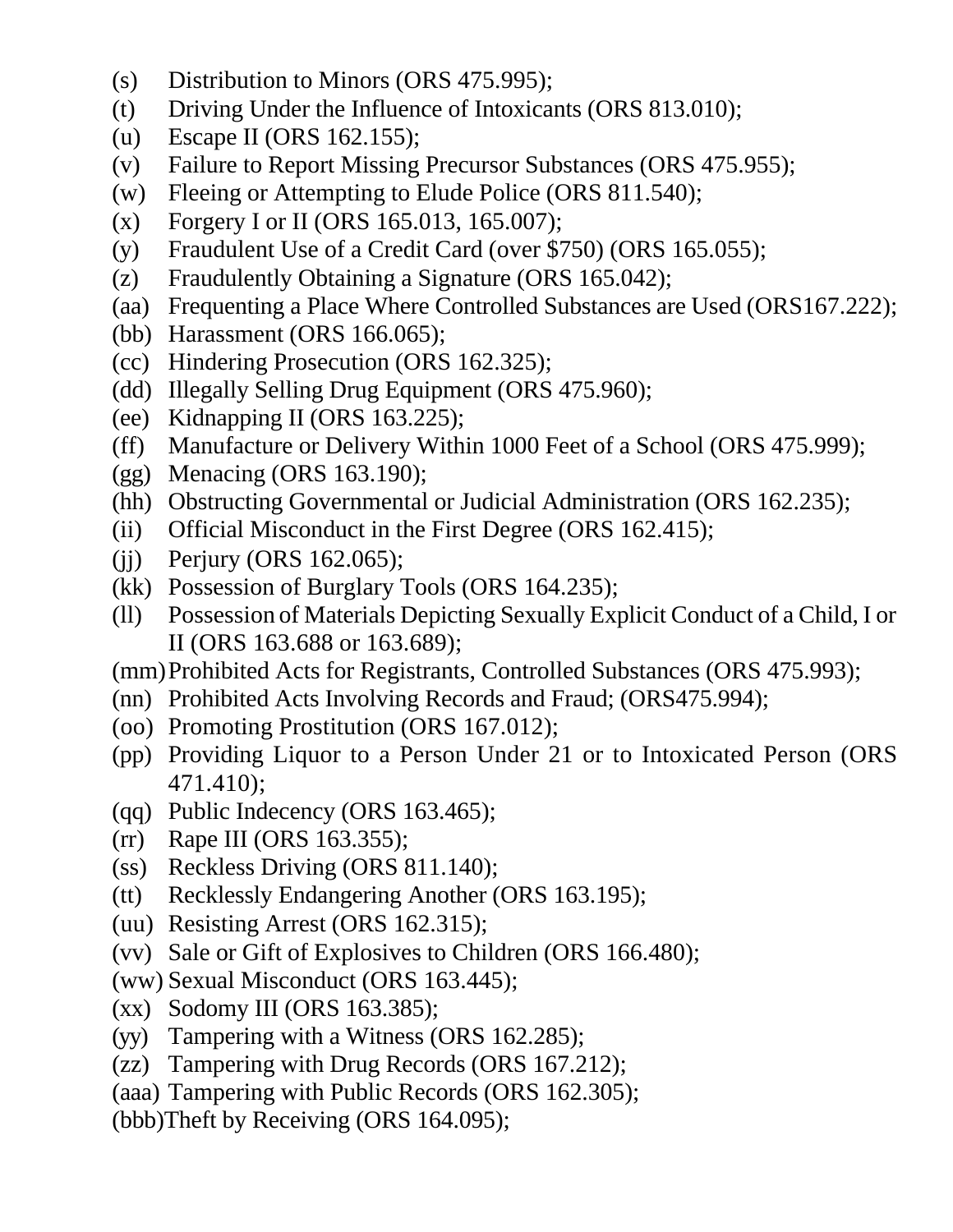(s) Distribution to Minors (ORS 475.995);
(t) Driving Under the Influence of Intoxicants (ORS 813.010);
(u) Escape II (ORS 162.155);
(v) Failure to Report Missing Precursor Substances (ORS 475.955);
(w) Fleeing or Attempting to Elude Police (ORS 811.540);
(x) Forgery I or II (ORS 165.013, 165.007);
(y) Fraudulent Use of a Credit Card (over $750) (ORS 165.055);
(z) Fraudulently Obtaining a Signature (ORS 165.042);
(aa) Frequenting a Place Where Controlled Substances are Used (ORS167.222);
(bb) Harassment (ORS 166.065);
(cc) Hindering Prosecution (ORS 162.325);
(dd) Illegally Selling Drug Equipment (ORS 475.960);
(ee) Kidnapping II (ORS 163.225);
(ff) Manufacture or Delivery Within 1000 Feet of a School (ORS 475.999);
(gg) Menacing (ORS 163.190);
(hh) Obstructing Governmental or Judicial Administration (ORS 162.235);
(ii) Official Misconduct in the First Degree (ORS 162.415);
(jj) Perjury (ORS 162.065);
(kk) Possession of Burglary Tools (ORS 164.235);
(ll) Possession of Materials Depicting Sexually Explicit Conduct of a Child, I or II (ORS 163.688 or 163.689);
(mm) Prohibited Acts for Registrants, Controlled Substances (ORS 475.993);
(nn) Prohibited Acts Involving Records and Fraud; (ORS475.994);
(oo) Promoting Prostitution (ORS 167.012);
(pp) Providing Liquor to a Person Under 21 or to Intoxicated Person (ORS 471.410);
(qq) Public Indecency (ORS 163.465);
(rr) Rape III (ORS 163.355);
(ss) Reckless Driving (ORS 811.140);
(tt) Recklessly Endangering Another (ORS 163.195);
(uu) Resisting Arrest (ORS 162.315);
(vv) Sale or Gift of Explosives to Children (ORS 166.480);
(ww) Sexual Misconduct (ORS 163.445);
(xx) Sodomy III (ORS 163.385);
(yy) Tampering with a Witness (ORS 162.285);
(zz) Tampering with Drug Records (ORS 167.212);
(aaa) Tampering with Public Records (ORS 162.305);
(bbb) Theft by Receiving (ORS 164.095);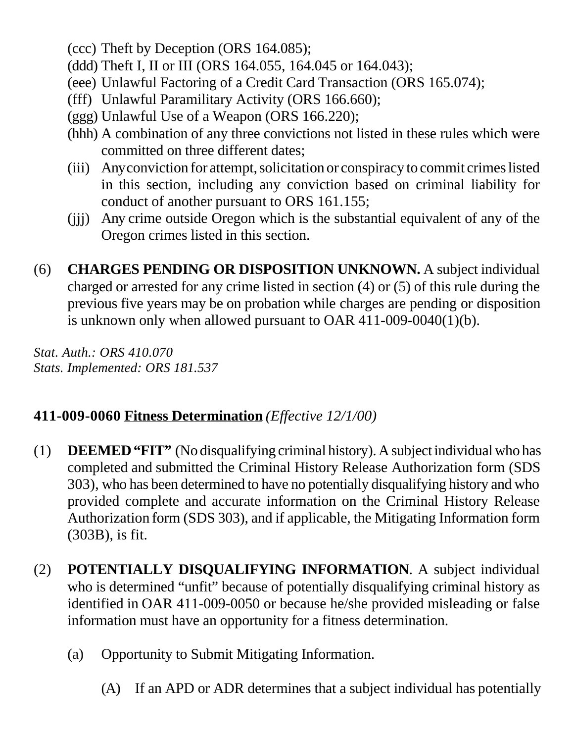(ccc) Theft by Deception (ORS 164.085);

(ddd) Theft I, II or III (ORS 164.055, 164.045 or 164.043);

(eee) Unlawful Factoring of a Credit Card Transaction (ORS 165.074);

(fff) Unlawful Paramilitary Activity (ORS 166.660);

(ggg) Unlawful Use of a Weapon (ORS 166.220);

(hhh) A combination of any three convictions not listed in these rules which were committed on three different dates;

(iii) Any conviction for attempt, solicitation or conspiracy to commit crimes listed in this section, including any conviction based on criminal liability for conduct of another pursuant to ORS 161.155;

(jjj) Any crime outside Oregon which is the substantial equivalent of any of the Oregon crimes listed in this section.

(6) **CHARGES PENDING OR DISPOSITION UNKNOWN.** A subject individual charged or arrested for any crime listed in section (4) or (5) of this rule during the previous five years may be on probation while charges are pending or disposition is unknown only when allowed pursuant to OAR 411-009-0040(1)(b).

*Stat. Auth.: ORS 410.070*
*Stats. Implemented: ORS 181.537*

**411-009-0060 Fitness Determination** *(Effective 12/1/00)*

(1) **DEEMED "FIT"** (No disqualifying criminal history). A subject individual who has completed and submitted the Criminal History Release Authorization form (SDS 303), who has been determined to have no potentially disqualifying history and who provided complete and accurate information on the Criminal History Release Authorization form (SDS 303), and if applicable, the Mitigating Information form (303B), is fit.

(2) **POTENTIALLY DISQUALIFYING INFORMATION**. A subject individual who is determined "unfit" because of potentially disqualifying criminal history as identified in OAR 411-009-0050 or because he/she provided misleading or false information must have an opportunity for a fitness determination.

(a) Opportunity to Submit Mitigating Information.

(A) If an APD or ADR determines that a subject individual has potentially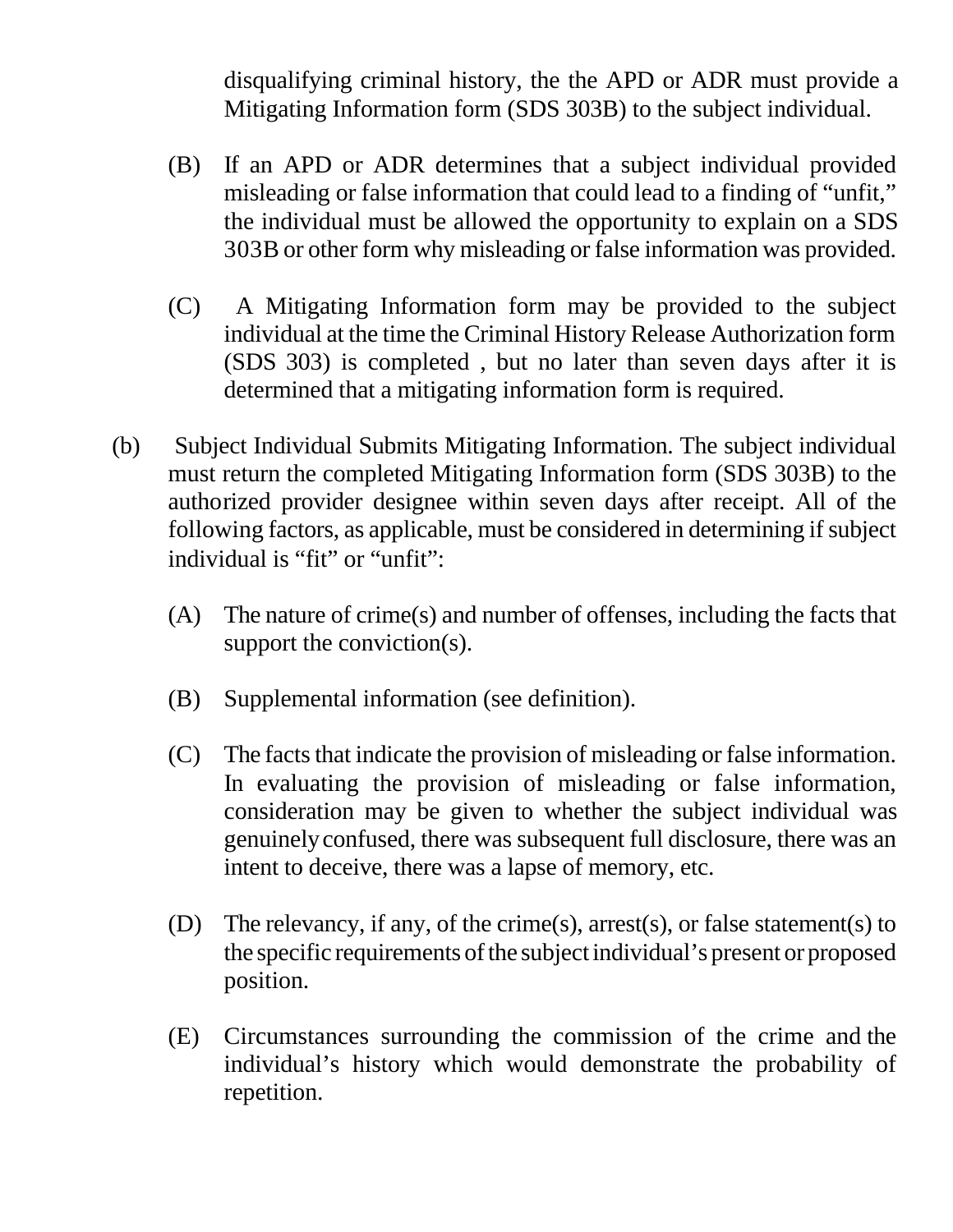disqualifying criminal history, the the APD or ADR must provide a Mitigating Information form (SDS 303B) to the subject individual.

(B) If an APD or ADR determines that a subject individual provided misleading or false information that could lead to a finding of "unfit," the individual must be allowed the opportunity to explain on a SDS 303B or other form why misleading or false information was provided.

(C) A Mitigating Information form may be provided to the subject individual at the time the Criminal History Release Authorization form (SDS 303) is completed , but no later than seven days after it is determined that a mitigating information form is required.

(b) Subject Individual Submits Mitigating Information. The subject individual must return the completed Mitigating Information form (SDS 303B) to the authorized provider designee within seven days after receipt. All of the following factors, as applicable, must be considered in determining if subject individual is "fit" or "unfit":

(A) The nature of crime(s) and number of offenses, including the facts that support the conviction(s).

(B) Supplemental information (see definition).

(C) The facts that indicate the provision of misleading or false information. In evaluating the provision of misleading or false information, consideration may be given to whether the subject individual was genuinely confused, there was subsequent full disclosure, there was an intent to deceive, there was a lapse of memory, etc.

(D) The relevancy, if any, of the crime(s), arrest(s), or false statement(s) to the specific requirements of the subject individual's present or proposed position.

(E) Circumstances surrounding the commission of the crime and the individual's history which would demonstrate the probability of repetition.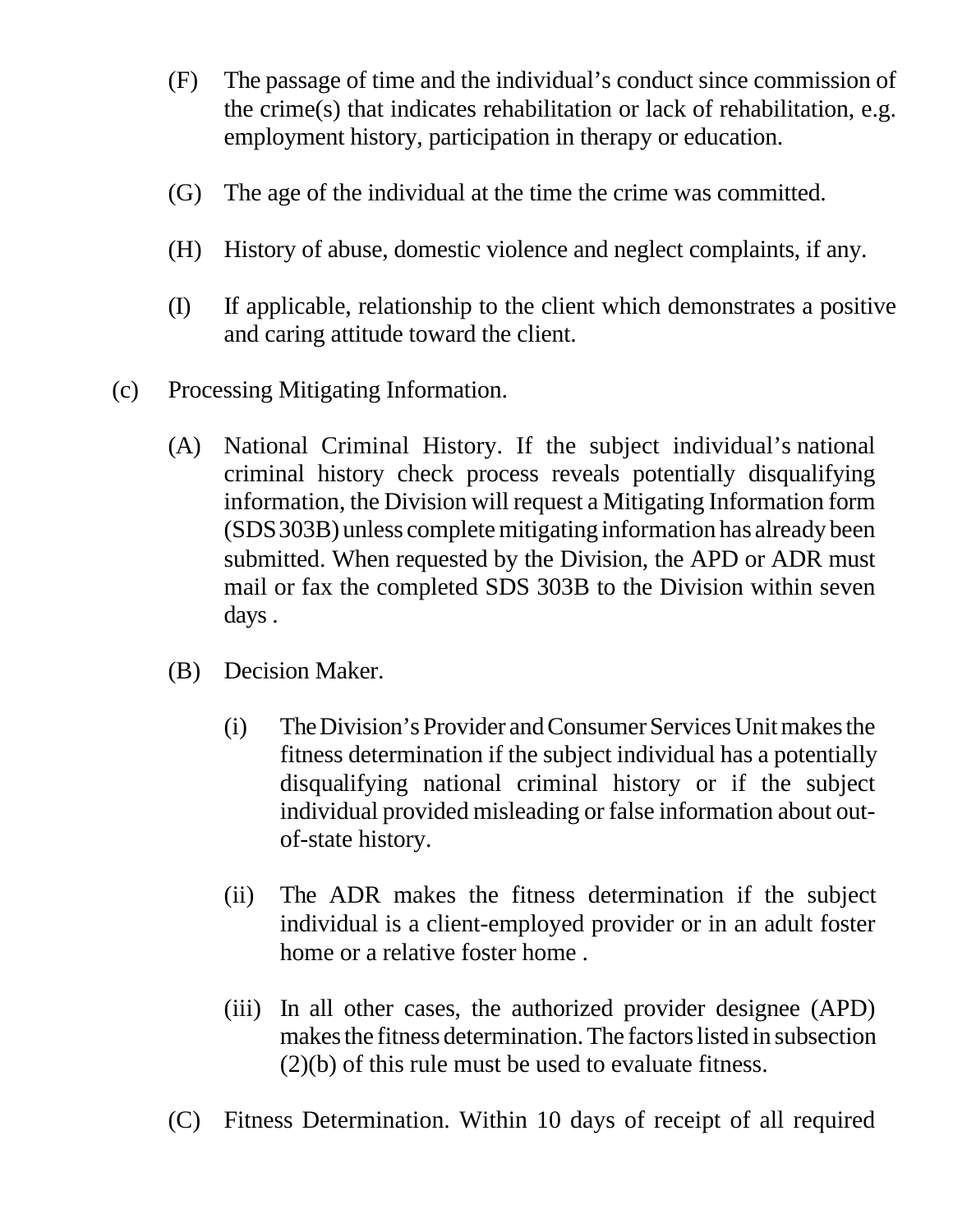(F) The passage of time and the individual's conduct since commission of the crime(s) that indicates rehabilitation or lack of rehabilitation, e.g. employment history, participation in therapy or education.

(G) The age of the individual at the time the crime was committed.

(H) History of abuse, domestic violence and neglect complaints, if any.

(I) If applicable, relationship to the client which demonstrates a positive and caring attitude toward the client.

(c) Processing Mitigating Information.

(A) National Criminal History. If the subject individual's national criminal history check process reveals potentially disqualifying information, the Division will request a Mitigating Information form (SDS 303B) unless complete mitigating information has already been submitted. When requested by the Division, the APD or ADR must mail or fax the completed SDS 303B to the Division within seven days .

(B) Decision Maker.

(i) The Division's Provider and Consumer Services Unit makes the fitness determination if the subject individual has a potentially disqualifying national criminal history or if the subject individual provided misleading or false information about out-of-state history.

(ii) The ADR makes the fitness determination if the subject individual is a client-employed provider or in an adult foster home or a relative foster home .

(iii) In all other cases, the authorized provider designee (APD) makes the fitness determination. The factors listed in subsection (2)(b) of this rule must be used to evaluate fitness.

(C) Fitness Determination. Within 10 days of receipt of all required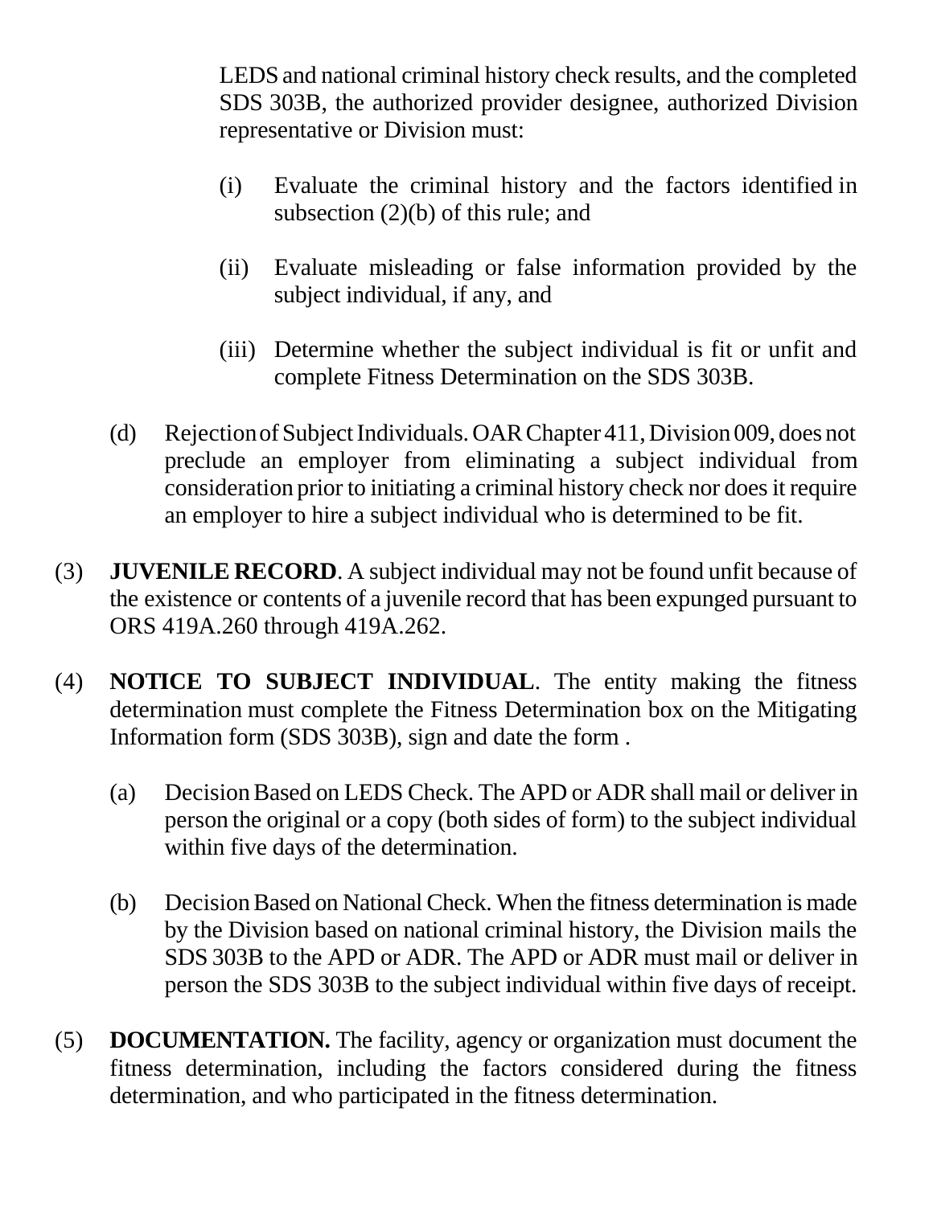LEDS and national criminal history check results, and the completed SDS 303B, the authorized provider designee, authorized Division representative or Division must:

(i) Evaluate the criminal history and the factors identified in subsection (2)(b) of this rule; and

(ii) Evaluate misleading or false information provided by the subject individual, if any, and

(iii) Determine whether the subject individual is fit or unfit and complete Fitness Determination on the SDS 303B.

(d) Rejection of Subject Individuals. OAR Chapter 411, Division 009, does not preclude an employer from eliminating a subject individual from consideration prior to initiating a criminal history check nor does it require an employer to hire a subject individual who is determined to be fit.

(3) **JUVENILE RECORD**. A subject individual may not be found unfit because of the existence or contents of a juvenile record that has been expunged pursuant to ORS 419A.260 through 419A.262.

(4) **NOTICE TO SUBJECT INDIVIDUAL**. The entity making the fitness determination must complete the Fitness Determination box on the Mitigating Information form (SDS 303B), sign and date the form .

(a) Decision Based on LEDS Check. The APD or ADR shall mail or deliver in person the original or a copy (both sides of form) to the subject individual within five days of the determination.

(b) Decision Based on National Check. When the fitness determination is made by the Division based on national criminal history, the Division mails the SDS 303B to the APD or ADR. The APD or ADR must mail or deliver in person the SDS 303B to the subject individual within five days of receipt.

(5) **DOCUMENTATION.** The facility, agency or organization must document the fitness determination, including the factors considered during the fitness determination, and who participated in the fitness determination.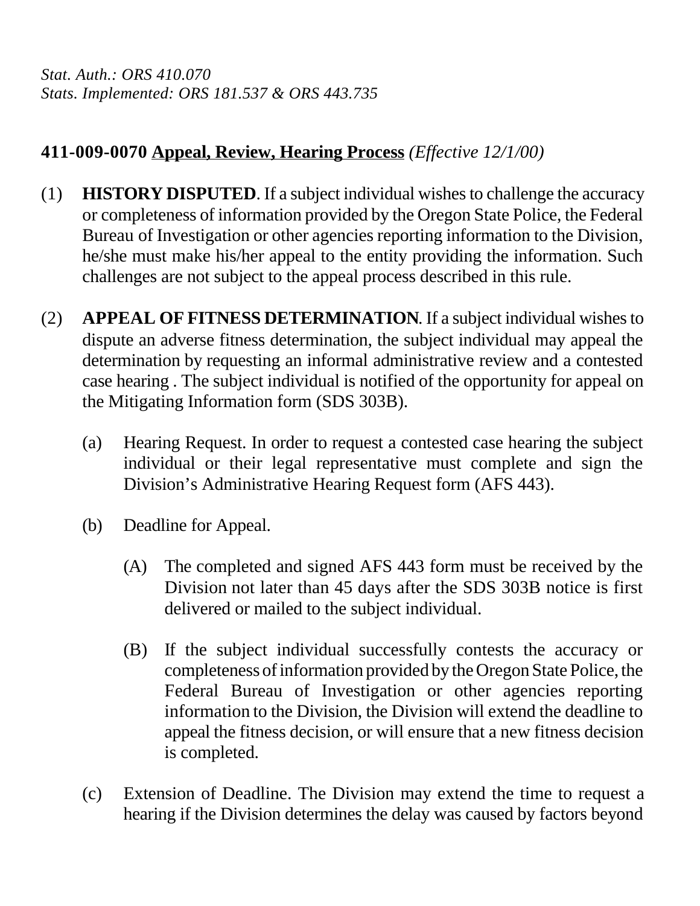*Stat. Auth.: ORS 410.070*
*Stats. Implemented: ORS 181.537 & ORS 443.735*

**411-009-0070** **<u>Appeal, Review, Hearing Process</u>** *(Effective 12/1/00)*

(1) **HISTORY DISPUTED**. If a subject individual wishes to challenge the accuracy or completeness of information provided by the Oregon State Police, the Federal Bureau of Investigation or other agencies reporting information to the Division, he/she must make his/her appeal to the entity providing the information. Such challenges are not subject to the appeal process described in this rule.

(2) **APPEAL OF FITNESS DETERMINATION**. If a subject individual wishes to dispute an adverse fitness determination, the subject individual may appeal the determination by requesting an informal administrative review and a contested case hearing . The subject individual is notified of the opportunity for appeal on the Mitigating Information form (SDS 303B).

  (a) Hearing Request. In order to request a contested case hearing the subject individual or their legal representative must complete and sign the Division's Administrative Hearing Request form (AFS 443).

  (b) Deadline for Appeal.

    (A) The completed and signed AFS 443 form must be received by the Division not later than 45 days after the SDS 303B notice is first delivered or mailed to the subject individual.

    (B) If the subject individual successfully contests the accuracy or completeness of information provided by the Oregon State Police, the Federal Bureau of Investigation or other agencies reporting information to the Division, the Division will extend the deadline to appeal the fitness decision, or will ensure that a new fitness decision is completed.

  (c) Extension of Deadline. The Division may extend the time to request a hearing if the Division determines the delay was caused by factors beyond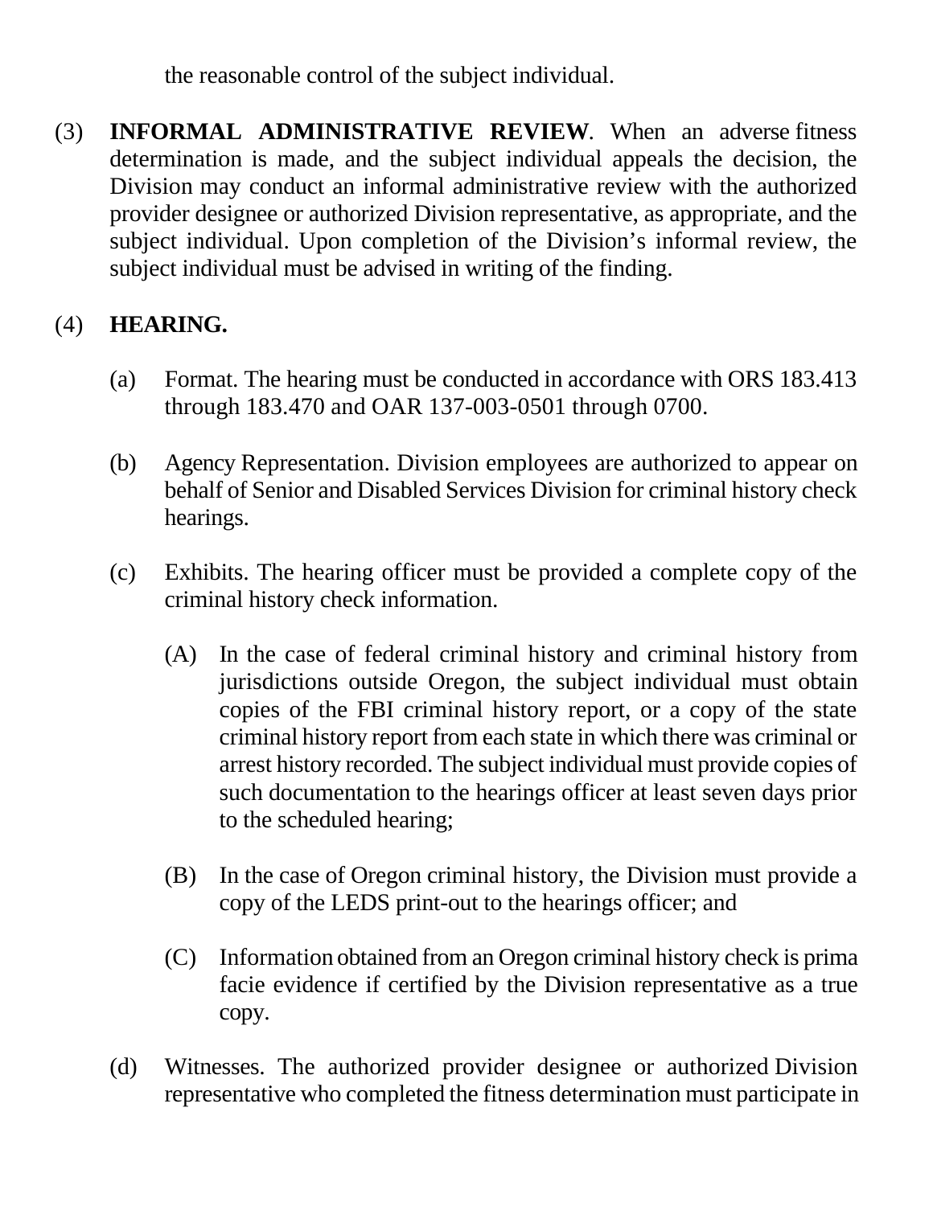the reasonable control of the subject individual.

(3) **INFORMAL ADMINISTRATIVE REVIEW**. When an adverse fitness determination is made, and the subject individual appeals the decision, the Division may conduct an informal administrative review with the authorized provider designee or authorized Division representative, as appropriate, and the subject individual. Upon completion of the Division's informal review, the subject individual must be advised in writing of the finding.

(4) **HEARING.**

(a) Format. The hearing must be conducted in accordance with ORS 183.413 through 183.470 and OAR 137-003-0501 through 0700.

(b) Agency Representation. Division employees are authorized to appear on behalf of Senior and Disabled Services Division for criminal history check hearings.

(c) Exhibits. The hearing officer must be provided a complete copy of the criminal history check information.

(A) In the case of federal criminal history and criminal history from jurisdictions outside Oregon, the subject individual must obtain copies of the FBI criminal history report, or a copy of the state criminal history report from each state in which there was criminal or arrest history recorded. The subject individual must provide copies of such documentation to the hearings officer at least seven days prior to the scheduled hearing;

(B) In the case of Oregon criminal history, the Division must provide a copy of the LEDS print-out to the hearings officer; and

(C) Information obtained from an Oregon criminal history check is prima facie evidence if certified by the Division representative as a true copy.

(d) Witnesses. The authorized provider designee or authorized Division representative who completed the fitness determination must participate in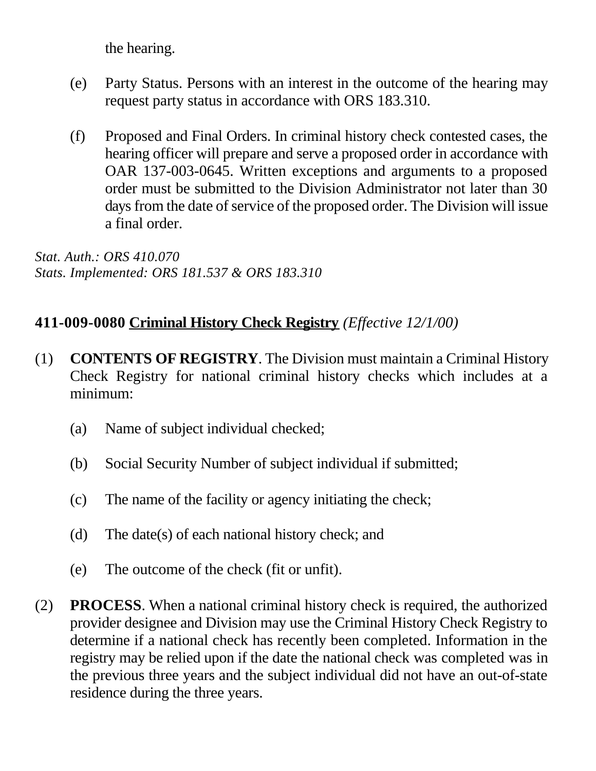the hearing.

(e) Party Status. Persons with an interest in the outcome of the hearing may request party status in accordance with ORS 183.310.

(f) Proposed and Final Orders. In criminal history check contested cases, the hearing officer will prepare and serve a proposed order in accordance with OAR 137-003-0645. Written exceptions and arguments to a proposed order must be submitted to the Division Administrator not later than 30 days from the date of service of the proposed order. The Division will issue a final order.

*Stat. Auth.: ORS 410.070*
*Stats. Implemented: ORS 181.537 & ORS 183.310*

**411-009-0080** **<u>Criminal History Check Registry</u>** *(Effective 12/1/00)*

(1) **CONTENTS OF REGISTRY**. The Division must maintain a Criminal History Check Registry for national criminal history checks which includes at a minimum:

(a) Name of subject individual checked;

(b) Social Security Number of subject individual if submitted;

(c) The name of the facility or agency initiating the check;

(d) The date(s) of each national history check; and

(e) The outcome of the check (fit or unfit).

(2) **PROCESS**. When a national criminal history check is required, the authorized provider designee and Division may use the Criminal History Check Registry to determine if a national check has recently been completed. Information in the registry may be relied upon if the date the national check was completed was in the previous three years and the subject individual did not have an out-of-state residence during the three years.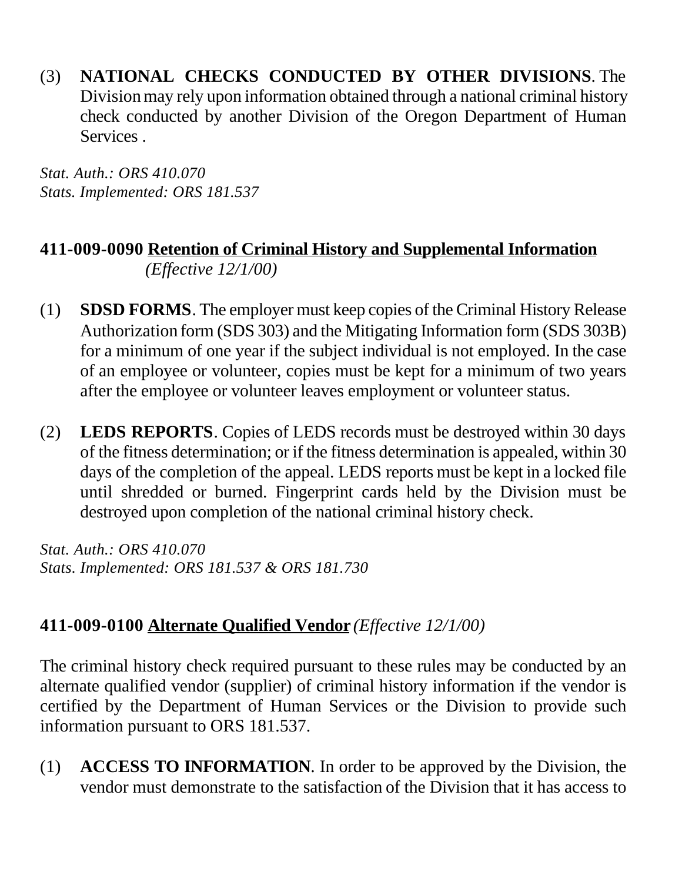(3) **NATIONAL CHECKS CONDUCTED BY OTHER DIVISIONS**. The Division may rely upon information obtained through a national criminal history check conducted by another Division of the Oregon Department of Human Services .

*Stat. Auth.: ORS 410.070*
*Stats. Implemented: ORS 181.537*

### 411-009-0090 Retention of Criminal History and Supplemental Information *(Effective 12/1/00)*

(1) **SDSD FORMS**. The employer must keep copies of the Criminal History Release Authorization form (SDS 303) and the Mitigating Information form (SDS 303B) for a minimum of one year if the subject individual is not employed. In the case of an employee or volunteer, copies must be kept for a minimum of two years after the employee or volunteer leaves employment or volunteer status.

(2) **LEDS REPORTS**. Copies of LEDS records must be destroyed within 30 days of the fitness determination; or if the fitness determination is appealed, within 30 days of the completion of the appeal. LEDS reports must be kept in a locked file until shredded or burned. Fingerprint cards held by the Division must be destroyed upon completion of the national criminal history check.

*Stat. Auth.: ORS 410.070*
*Stats. Implemented: ORS 181.537 & ORS 181.730*

### 411-009-0100 Alternate Qualified Vendor *(Effective 12/1/00)*

The criminal history check required pursuant to these rules may be conducted by an alternate qualified vendor (supplier) of criminal history information if the vendor is certified by the Department of Human Services or the Division to provide such information pursuant to ORS 181.537.

(1) **ACCESS TO INFORMATION**. In order to be approved by the Division, the vendor must demonstrate to the satisfaction of the Division that it has access to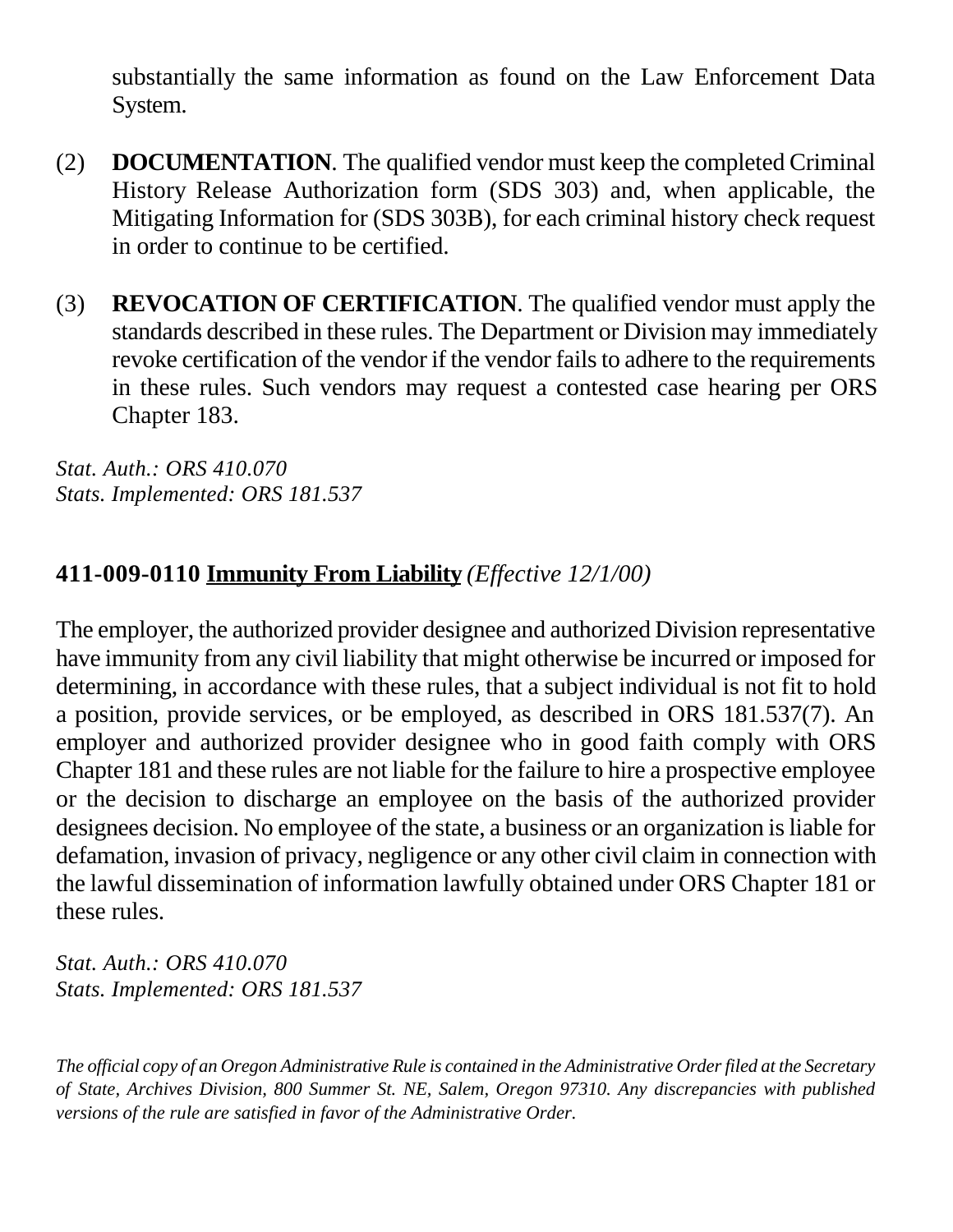substantially the same information as found on the Law Enforcement Data System.

(2) **DOCUMENTATION**. The qualified vendor must keep the completed Criminal History Release Authorization form (SDS 303) and, when applicable, the Mitigating Information for (SDS 303B), for each criminal history check request in order to continue to be certified.

(3) **REVOCATION OF CERTIFICATION**. The qualified vendor must apply the standards described in these rules. The Department or Division may immediately revoke certification of the vendor if the vendor fails to adhere to the requirements in these rules. Such vendors may request a contested case hearing per ORS Chapter 183.

*Stat. Auth.: ORS 410.070*
*Stats. Implemented: ORS 181.537*

**411-009-0110 Immunity From Liability** *(Effective 12/1/00)*

The employer, the authorized provider designee and authorized Division representative have immunity from any civil liability that might otherwise be incurred or imposed for determining, in accordance with these rules, that a subject individual is not fit to hold a position, provide services, or be employed, as described in ORS 181.537(7). An employer and authorized provider designee who in good faith comply with ORS Chapter 181 and these rules are not liable for the failure to hire a prospective employee or the decision to discharge an employee on the basis of the authorized provider designees decision. No employee of the state, a business or an organization is liable for defamation, invasion of privacy, negligence or any other civil claim in connection with the lawful dissemination of information lawfully obtained under ORS Chapter 181 or these rules.

*Stat. Auth.: ORS 410.070*
*Stats. Implemented: ORS 181.537*

*The official copy of an Oregon Administrative Rule is contained in the Administrative Order filed at the Secretary of State, Archives Division, 800 Summer St. NE, Salem, Oregon 97310. Any discrepancies with published versions of the rule are satisfied in favor of the Administrative Order.*